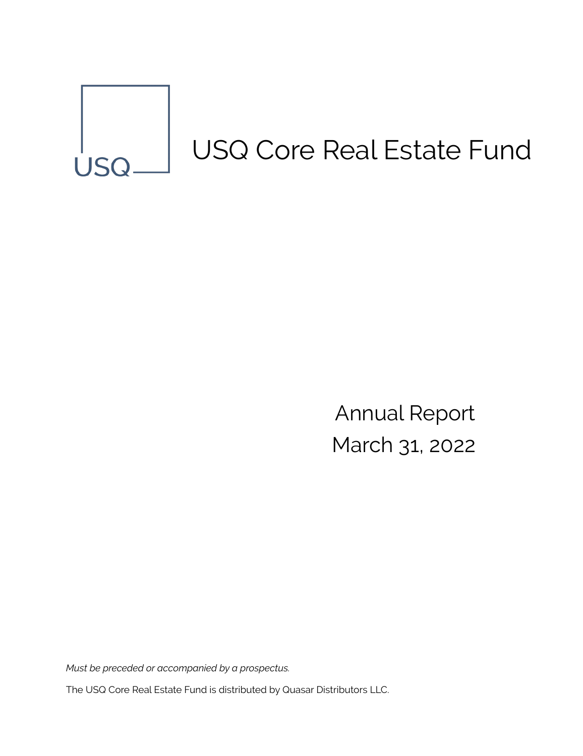USQ

# USQ Core Real Estate Fund

Annual Report
March 31, 2022

*Must be preceded or accompanied by a prospectus.*

The USQ Core Real Estate Fund is distributed by Quasar Distributors LLC.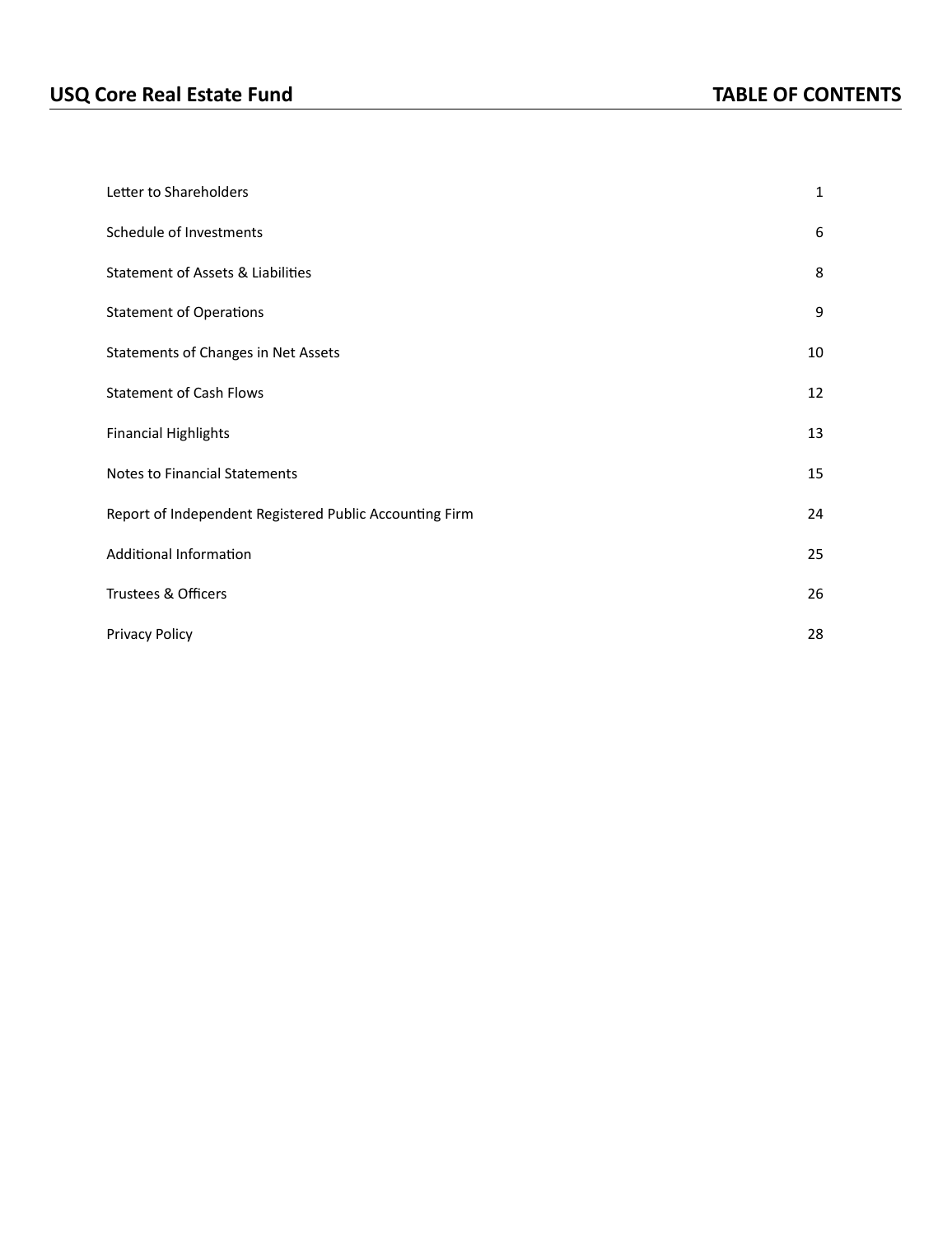# USQ Core Real Estate Fund

## TABLE OF CONTENTS

| | |
|---|---|
| Letter to Shareholders | 1 |
| Schedule of Investments | 6 |
| Statement of Assets & Liabilities | 8 |
| Statement of Operations | 9 |
| Statements of Changes in Net Assets | 10 |
| Statement of Cash Flows | 12 |
| Financial Highlights | 13 |
| Notes to Financial Statements | 15 |
| Report of Independent Registered Public Accounting Firm | 24 |
| Additional Information | 25 |
| Trustees & Officers | 26 |
| Privacy Policy | 28 |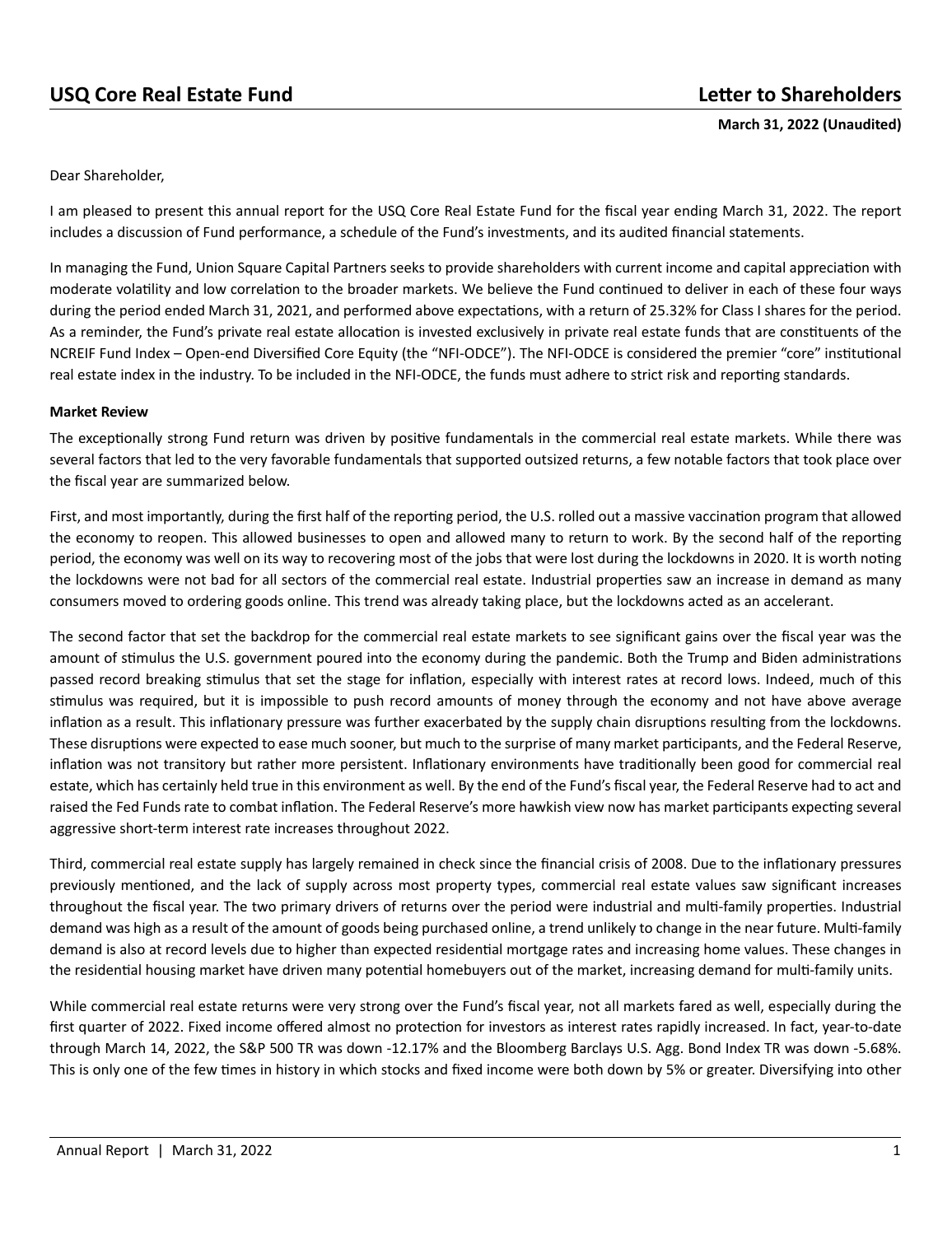**USQ Core Real Estate Fund** **Letter to Shareholders**

**March 31, 2022 (Unaudited)**

Dear Shareholder,

I am pleased to present this annual report for the USQ Core Real Estate Fund for the fiscal year ending March 31, 2022. The report includes a discussion of Fund performance, a schedule of the Fund's investments, and its audited financial statements.

In managing the Fund, Union Square Capital Partners seeks to provide shareholders with current income and capital appreciation with moderate volatility and low correlation to the broader markets. We believe the Fund continued to deliver in each of these four ways during the period ended March 31, 2021, and performed above expectations, with a return of 25.32% for Class I shares for the period. As a reminder, the Fund's private real estate allocation is invested exclusively in private real estate funds that are constituents of the NCREIF Fund Index – Open-end Diversified Core Equity (the "NFI-ODCE"). The NFI-ODCE is considered the premier "core" institutional real estate index in the industry. To be included in the NFI-ODCE, the funds must adhere to strict risk and reporting standards.

**Market Review**

The exceptionally strong Fund return was driven by positive fundamentals in the commercial real estate markets. While there was several factors that led to the very favorable fundamentals that supported outsized returns, a few notable factors that took place over the fiscal year are summarized below.

First, and most importantly, during the first half of the reporting period, the U.S. rolled out a massive vaccination program that allowed the economy to reopen. This allowed businesses to open and allowed many to return to work. By the second half of the reporting period, the economy was well on its way to recovering most of the jobs that were lost during the lockdowns in 2020. It is worth noting the lockdowns were not bad for all sectors of the commercial real estate. Industrial properties saw an increase in demand as many consumers moved to ordering goods online. This trend was already taking place, but the lockdowns acted as an accelerant.

The second factor that set the backdrop for the commercial real estate markets to see significant gains over the fiscal year was the amount of stimulus the U.S. government poured into the economy during the pandemic. Both the Trump and Biden administrations passed record breaking stimulus that set the stage for inflation, especially with interest rates at record lows. Indeed, much of this stimulus was required, but it is impossible to push record amounts of money through the economy and not have above average inflation as a result. This inflationary pressure was further exacerbated by the supply chain disruptions resulting from the lockdowns. These disruptions were expected to ease much sooner, but much to the surprise of many market participants, and the Federal Reserve, inflation was not transitory but rather more persistent. Inflationary environments have traditionally been good for commercial real estate, which has certainly held true in this environment as well. By the end of the Fund's fiscal year, the Federal Reserve had to act and raised the Fed Funds rate to combat inflation. The Federal Reserve's more hawkish view now has market participants expecting several aggressive short-term interest rate increases throughout 2022.

Third, commercial real estate supply has largely remained in check since the financial crisis of 2008. Due to the inflationary pressures previously mentioned, and the lack of supply across most property types, commercial real estate values saw significant increases throughout the fiscal year. The two primary drivers of returns over the period were industrial and multi-family properties. Industrial demand was high as a result of the amount of goods being purchased online, a trend unlikely to change in the near future. Multi-family demand is also at record levels due to higher than expected residential mortgage rates and increasing home values. These changes in the residential housing market have driven many potential homebuyers out of the market, increasing demand for multi-family units.

While commercial real estate returns were very strong over the Fund's fiscal year, not all markets fared as well, especially during the first quarter of 2022. Fixed income offered almost no protection for investors as interest rates rapidly increased. In fact, year-to-date through March 14, 2022, the S&P 500 TR was down -12.17% and the Bloomberg Barclays U.S. Agg. Bond Index TR was down -5.68%. This is only one of the few times in history in which stocks and fixed income were both down by 5% or greater. Diversifying into other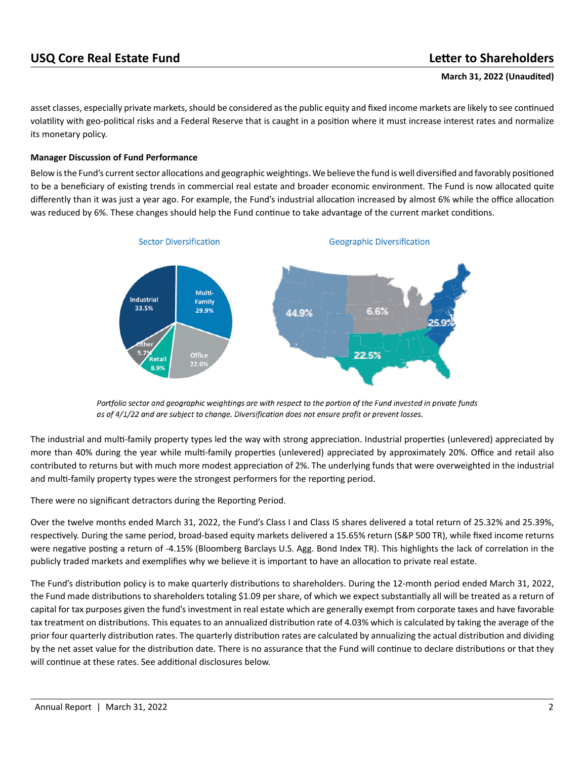asset classes, especially private markets, should be considered as the public equity and fixed income markets are likely to see continued volatility with geo-political risks and a Federal Reserve that is caught in a position where it must increase interest rates and normalize its monetary policy.

**Manager Discussion of Fund Performance**

Below is the Fund's current sector allocations and geographic weightings. We believe the fund is well diversified and favorably positioned to be a beneficiary of existing trends in commercial real estate and broader economic environment. The Fund is now allocated quite differently than it was just a year ago. For example, the Fund's industrial allocation increased by almost 6% while the office allocation was reduced by 6%. These changes should help the Fund continue to take advantage of the current market conditions.

Sector Diversification

| Sector | Allocation |
|---|---|
| Industrial | 33.5% |
| Multi-Family | 29.9% |
| Office | 22.0% |
| Retail | 8.9% |
| Other | 5.7% |

Geographic Diversification

44.9% | 6.6% | 25.9% | 22.5%

*Portfolio sector and geographic weightings are with respect to the portion of the Fund invested in private funds as of 4/1/22 and are subject to change. Diversification does not ensure profit or prevent losses.*

The industrial and multi-family property types led the way with strong appreciation. Industrial properties (unlevered) appreciated by more than 40% during the year while multi-family properties (unlevered) appreciated by approximately 20%. Office and retail also contributed to returns but with much more modest appreciation of 2%. The underlying funds that were overweighted in the industrial and multi-family property types were the strongest performers for the reporting period.

There were no significant detractors during the Reporting Period.

Over the twelve months ended March 31, 2022, the Fund's Class I and Class IS shares delivered a total return of 25.32% and 25.39%, respectively. During the same period, broad-based equity markets delivered a 15.65% return (S&P 500 TR), while fixed income returns were negative posting a return of -4.15% (Bloomberg Barclays U.S. Agg. Bond Index TR). This highlights the lack of correlation in the publicly traded markets and exemplifies why we believe it is important to have an allocation to private real estate.

The Fund's distribution policy is to make quarterly distributions to shareholders. During the 12-month period ended March 31, 2022, the Fund made distributions to shareholders totaling $1.09 per share, of which we expect substantially all will be treated as a return of capital for tax purposes given the fund's investment in real estate which are generally exempt from corporate taxes and have favorable tax treatment on distributions. This equates to an annualized distribution rate of 4.03% which is calculated by taking the average of the prior four quarterly distribution rates. The quarterly distribution rates are calculated by annualizing the actual distribution and dividing by the net asset value for the distribution date. There is no assurance that the Fund will continue to declare distributions or that they will continue at these rates. See additional disclosures below.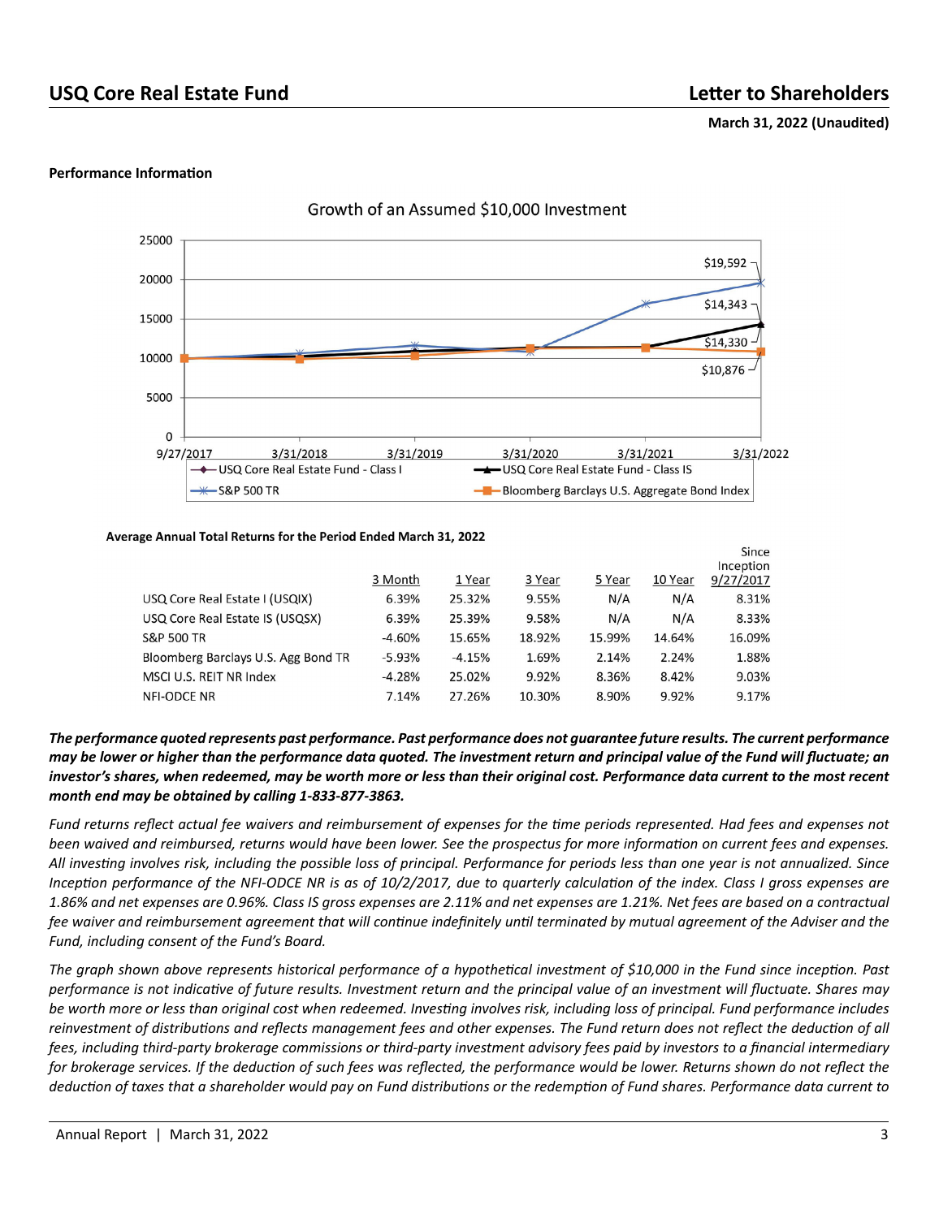**Performance Information**

Growth of an Assumed $10,000 Investment

**Average Annual Total Returns for the Period Ended March 31, 2022**

| | 3 Month | 1 Year | 3 Year | 5 Year | 10 Year | Since Inception 9/27/2017 |
|---|---|---|---|---|---|---|
| USQ Core Real Estate I (USQIX) | 6.39% | 25.32% | 9.55% | N/A | N/A | 8.31% |
| USQ Core Real Estate IS (USQSX) | 6.39% | 25.39% | 9.58% | N/A | N/A | 8.33% |
| S&P 500 TR | -4.60% | 15.65% | 18.92% | 15.99% | 14.64% | 16.09% |
| Bloomberg Barclays U.S. Agg Bond TR | -5.93% | -4.15% | 1.69% | 2.14% | 2.24% | 1.88% |
| MSCI U.S. REIT NR Index | -4.28% | 25.02% | 9.92% | 8.36% | 8.42% | 9.03% |
| NFI-ODCE NR | 7.14% | 27.26% | 10.30% | 8.90% | 9.92% | 9.17% |

***The performance quoted represents past performance. Past performance does not guarantee future results. The current performance may be lower or higher than the performance data quoted. The investment return and principal value of the Fund will fluctuate; an investor's shares, when redeemed, may be worth more or less than their original cost. Performance data current to the most recent month end may be obtained by calling 1-833-877-3863.***

*Fund returns reflect actual fee waivers and reimbursement of expenses for the time periods represented. Had fees and expenses not been waived and reimbursed, returns would have been lower. See the prospectus for more information on current fees and expenses. All investing involves risk, including the possible loss of principal. Performance for periods less than one year is not annualized. Since Inception performance of the NFI-ODCE NR is as of 10/2/2017, due to quarterly calculation of the index. Class I gross expenses are 1.86% and net expenses are 0.96%. Class IS gross expenses are 2.11% and net expenses are 1.21%. Net fees are based on a contractual fee waiver and reimbursement agreement that will continue indefinitely until terminated by mutual agreement of the Adviser and the Fund, including consent of the Fund's Board.*

*The graph shown above represents historical performance of a hypothetical investment of $10,000 in the Fund since inception. Past performance is not indicative of future results. Investment return and the principal value of an investment will fluctuate. Shares may be worth more or less than original cost when redeemed. Investing involves risk, including loss of principal. Fund performance includes reinvestment of distributions and reflects management fees and other expenses. The Fund return does not reflect the deduction of all fees, including third-party brokerage commissions or third-party investment advisory fees paid by investors to a financial intermediary for brokerage services. If the deduction of such fees was reflected, the performance would be lower. Returns shown do not reflect the deduction of taxes that a shareholder would pay on Fund distributions or the redemption of Fund shares. Performance data current to*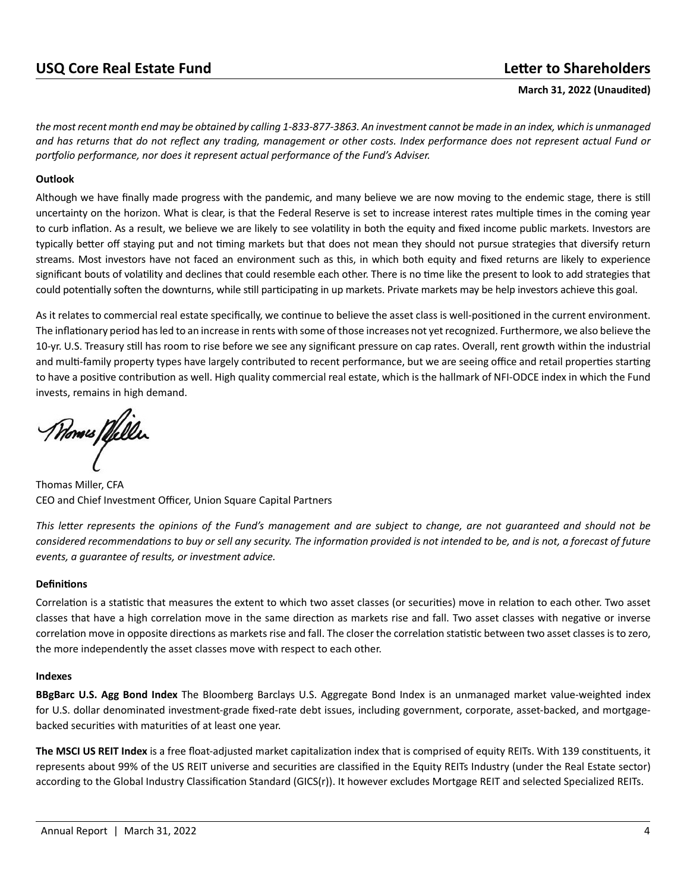*the most recent month end may be obtained by calling 1-833-877-3863. An investment cannot be made in an index, which is unmanaged and has returns that do not reflect any trading, management or other costs. Index performance does not represent actual Fund or portfolio performance, nor does it represent actual performance of the Fund's Adviser.*

**Outlook**

Although we have finally made progress with the pandemic, and many believe we are now moving to the endemic stage, there is still uncertainty on the horizon. What is clear, is that the Federal Reserve is set to increase interest rates multiple times in the coming year to curb inflation. As a result, we believe we are likely to see volatility in both the equity and fixed income public markets. Investors are typically better off staying put and not timing markets but that does not mean they should not pursue strategies that diversify return streams. Most investors have not faced an environment such as this, in which both equity and fixed returns are likely to experience significant bouts of volatility and declines that could resemble each other. There is no time like the present to look to add strategies that could potentially soften the downturns, while still participating in up markets. Private markets may be help investors achieve this goal.

As it relates to commercial real estate specifically, we continue to believe the asset class is well-positioned in the current environment. The inflationary period has led to an increase in rents with some of those increases not yet recognized. Furthermore, we also believe the 10-yr. U.S. Treasury still has room to rise before we see any significant pressure on cap rates. Overall, rent growth within the industrial and multi-family property types have largely contributed to recent performance, but we are seeing office and retail properties starting to have a positive contribution as well. High quality commercial real estate, which is the hallmark of NFI-ODCE index in which the Fund invests, remains in high demand.

Thomas Miller, CFA
CEO and Chief Investment Officer, Union Square Capital Partners

*This letter represents the opinions of the Fund's management and are subject to change, are not guaranteed and should not be considered recommendations to buy or sell any security. The information provided is not intended to be, and is not, a forecast of future events, a guarantee of results, or investment advice.*

**Definitions**

Correlation is a statistic that measures the extent to which two asset classes (or securities) move in relation to each other. Two asset classes that have a high correlation move in the same direction as markets rise and fall. Two asset classes with negative or inverse correlation move in opposite directions as markets rise and fall. The closer the correlation statistic between two asset classes is to zero, the more independently the asset classes move with respect to each other.

**Indexes**

**BBgBarc U.S. Agg Bond Index** The Bloomberg Barclays U.S. Aggregate Bond Index is an unmanaged market value-weighted index for U.S. dollar denominated investment-grade fixed-rate debt issues, including government, corporate, asset-backed, and mortgage-backed securities with maturities of at least one year.

**The MSCI US REIT Index** is a free float-adjusted market capitalization index that is comprised of equity REITs. With 139 constituents, it represents about 99% of the US REIT universe and securities are classified in the Equity REITs Industry (under the Real Estate sector) according to the Global Industry Classification Standard (GICS(r)). It however excludes Mortgage REIT and selected Specialized REITs.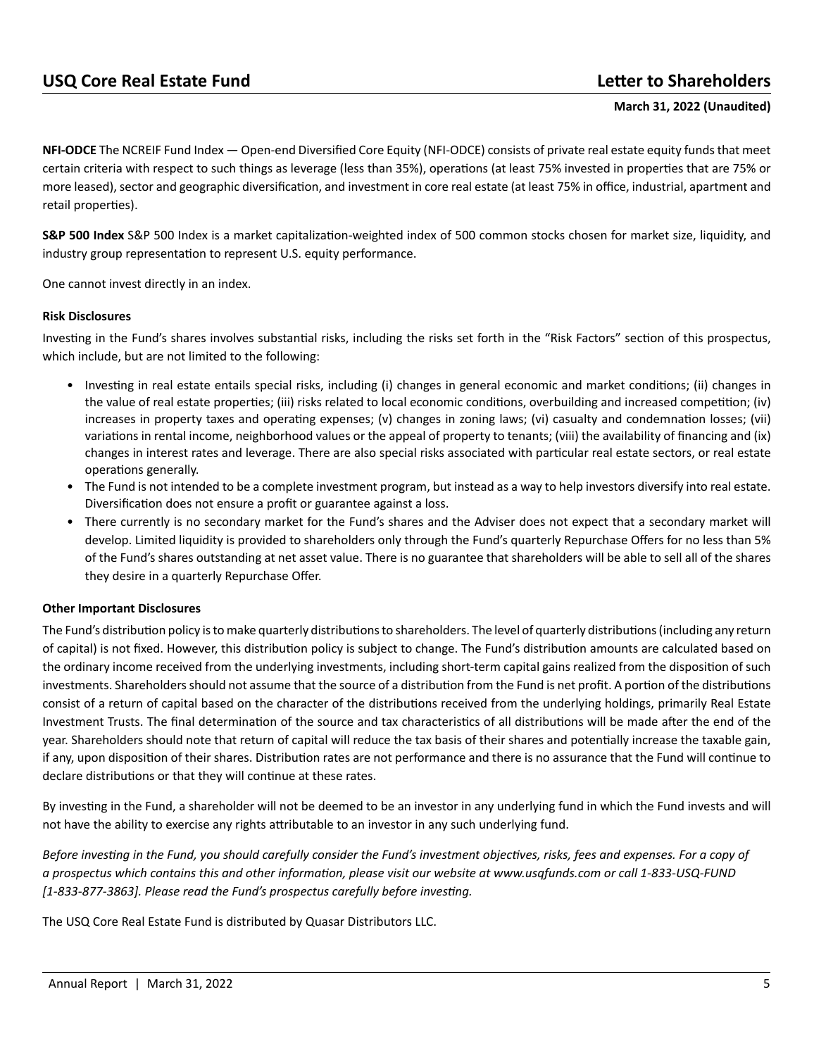**NFI-ODCE** The NCREIF Fund Index — Open-end Diversified Core Equity (NFI-ODCE) consists of private real estate equity funds that meet certain criteria with respect to such things as leverage (less than 35%), operations (at least 75% invested in properties that are 75% or more leased), sector and geographic diversification, and investment in core real estate (at least 75% in office, industrial, apartment and retail properties).

**S&P 500 Index** S&P 500 Index is a market capitalization-weighted index of 500 common stocks chosen for market size, liquidity, and industry group representation to represent U.S. equity performance.

One cannot invest directly in an index.

**Risk Disclosures**

Investing in the Fund's shares involves substantial risks, including the risks set forth in the "Risk Factors" section of this prospectus, which include, but are not limited to the following:

- Investing in real estate entails special risks, including (i) changes in general economic and market conditions; (ii) changes in the value of real estate properties; (iii) risks related to local economic conditions, overbuilding and increased competition; (iv) increases in property taxes and operating expenses; (v) changes in zoning laws; (vi) casualty and condemnation losses; (vii) variations in rental income, neighborhood values or the appeal of property to tenants; (viii) the availability of financing and (ix) changes in interest rates and leverage. There are also special risks associated with particular real estate sectors, or real estate operations generally.
- The Fund is not intended to be a complete investment program, but instead as a way to help investors diversify into real estate. Diversification does not ensure a profit or guarantee against a loss.
- There currently is no secondary market for the Fund's shares and the Adviser does not expect that a secondary market will develop. Limited liquidity is provided to shareholders only through the Fund's quarterly Repurchase Offers for no less than 5% of the Fund's shares outstanding at net asset value. There is no guarantee that shareholders will be able to sell all of the shares they desire in a quarterly Repurchase Offer.

**Other Important Disclosures**

The Fund's distribution policy is to make quarterly distributions to shareholders. The level of quarterly distributions (including any return of capital) is not fixed. However, this distribution policy is subject to change. The Fund's distribution amounts are calculated based on the ordinary income received from the underlying investments, including short-term capital gains realized from the disposition of such investments. Shareholders should not assume that the source of a distribution from the Fund is net profit. A portion of the distributions consist of a return of capital based on the character of the distributions received from the underlying holdings, primarily Real Estate Investment Trusts. The final determination of the source and tax characteristics of all distributions will be made after the end of the year. Shareholders should note that return of capital will reduce the tax basis of their shares and potentially increase the taxable gain, if any, upon disposition of their shares. Distribution rates are not performance and there is no assurance that the Fund will continue to declare distributions or that they will continue at these rates.

By investing in the Fund, a shareholder will not be deemed to be an investor in any underlying fund in which the Fund invests and will not have the ability to exercise any rights attributable to an investor in any such underlying fund.

*Before investing in the Fund, you should carefully consider the Fund's investment objectives, risks, fees and expenses. For a copy of a prospectus which contains this and other information, please visit our website at www.usqfunds.com or call 1-833-USQ-FUND [1-833-877-3863]. Please read the Fund's prospectus carefully before investing.*

The USQ Core Real Estate Fund is distributed by Quasar Distributors LLC.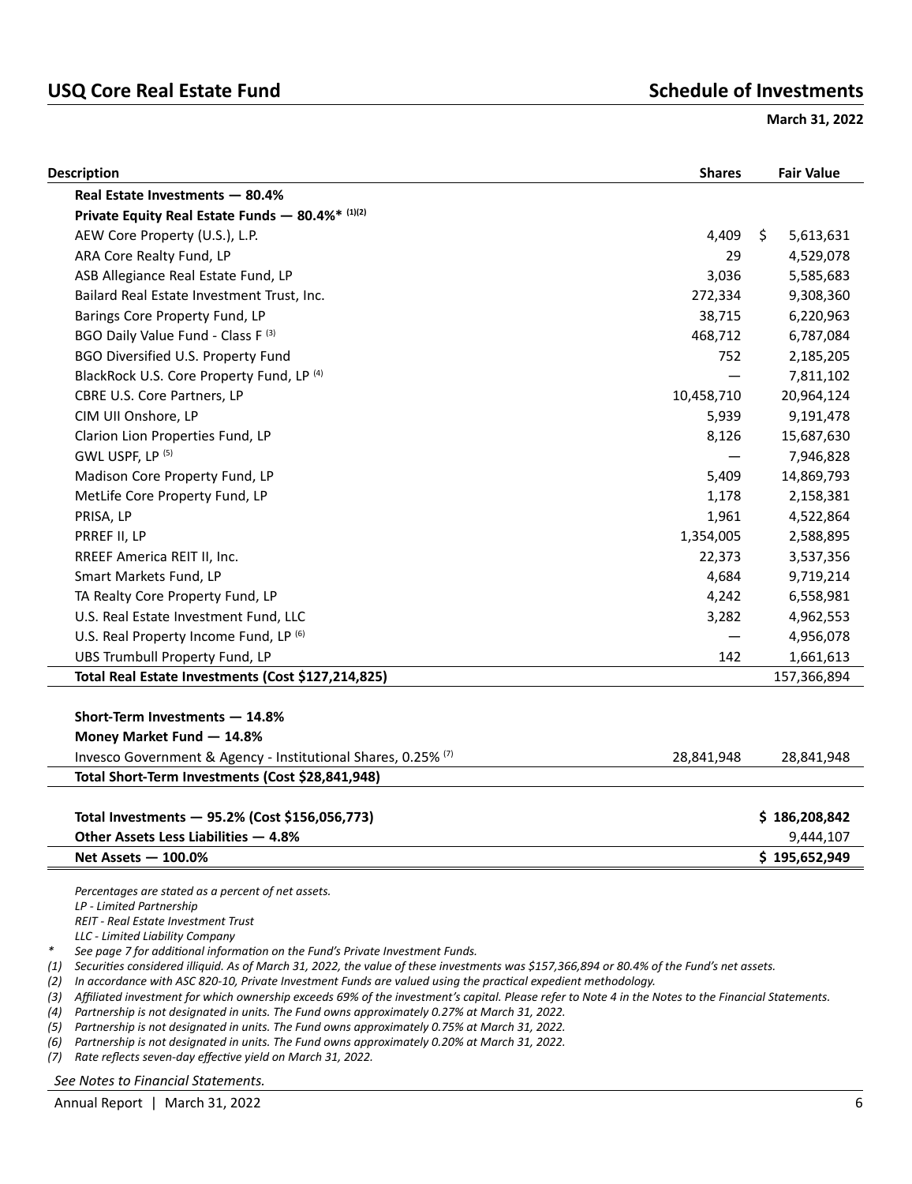## USQ Core Real Estate Fund

## Schedule of Investments

**March 31, 2022**

| Description | Shares | Fair Value |
|---|---|---|
| **Real Estate Investments — 80.4%** | | |
| **Private Equity Real Estate Funds — 80.4%* [(1)(2)]** | | |
| AEW Core Property (U.S.), L.P. | 4,409 | $ 5,613,631 |
| ARA Core Realty Fund, LP | 29 | 4,529,078 |
| ASB Allegiance Real Estate Fund, LP | 3,036 | 5,585,683 |
| Bailard Real Estate Investment Trust, Inc. | 272,334 | 9,308,360 |
| Barings Core Property Fund, LP | 38,715 | 6,220,963 |
| BGO Daily Value Fund - Class F [(3)] | 468,712 | 6,787,084 |
| BGO Diversified U.S. Property Fund | 752 | 2,185,205 |
| BlackRock U.S. Core Property Fund, LP [(4)] | — | 7,811,102 |
| CBRE U.S. Core Partners, LP | 10,458,710 | 20,964,124 |
| CIM UII Onshore, LP | 5,939 | 9,191,478 |
| Clarion Lion Properties Fund, LP | 8,126 | 15,687,630 |
| GWL USPF, LP [(5)] | — | 7,946,828 |
| Madison Core Property Fund, LP | 5,409 | 14,869,793 |
| MetLife Core Property Fund, LP | 1,178 | 2,158,381 |
| PRISA, LP | 1,961 | 4,522,864 |
| PRREF II, LP | 1,354,005 | 2,588,895 |
| RREEF America REIT II, Inc. | 22,373 | 3,537,356 |
| Smart Markets Fund, LP | 4,684 | 9,719,214 |
| TA Realty Core Property Fund, LP | 4,242 | 6,558,981 |
| U.S. Real Estate Investment Fund, LLC | 3,282 | 4,962,553 |
| U.S. Real Property Income Fund, LP [(6)] | — | 4,956,078 |
| UBS Trumbull Property Fund, LP | 142 | 1,661,613 |
| **Total Real Estate Investments (Cost $127,214,825)** | | 157,366,894 |
| | | |
| **Short-Term Investments — 14.8%** | | |
| **Money Market Fund — 14.8%** | | |
| Invesco Government & Agency - Institutional Shares, 0.25% [(7)] | 28,841,948 | 28,841,948 |
| **Total Short-Term Investments (Cost $28,841,948)** | | |
| | | |
| **Total Investments — 95.2% (Cost $156,056,773)** | | **$ 186,208,842** |
| **Other Assets Less Liabilities — 4.8%** | | 9,444,107 |
| **Net Assets — 100.0%** | | **$ 195,652,949** |

*Percentages are stated as a percent of net assets.*
*LP - Limited Partnership*
*REIT - Real Estate Investment Trust*
*LLC - Limited Liability Company*

\* *See page 7 for additional information on the Fund's Private Investment Funds.*

(1) *Securities considered illiquid. As of March 31, 2022, the value of these investments was $157,366,894 or 80.4% of the Fund's net assets.*

(2) *In accordance with ASC 820-10, Private Investment Funds are valued using the practical expedient methodology.*

(3) *Affiliated investment for which ownership exceeds 69% of the investment's capital. Please refer to Note 4 in the Notes to the Financial Statements.*

(4) *Partnership is not designated in units. The Fund owns approximately 0.27% at March 31, 2022.*

(5) *Partnership is not designated in units. The Fund owns approximately 0.75% at March 31, 2022.*

(6) *Partnership is not designated in units. The Fund owns approximately 0.20% at March 31, 2022.*

(7) *Rate reflects seven-day effective yield on March 31, 2022.*

*See Notes to Financial Statements.*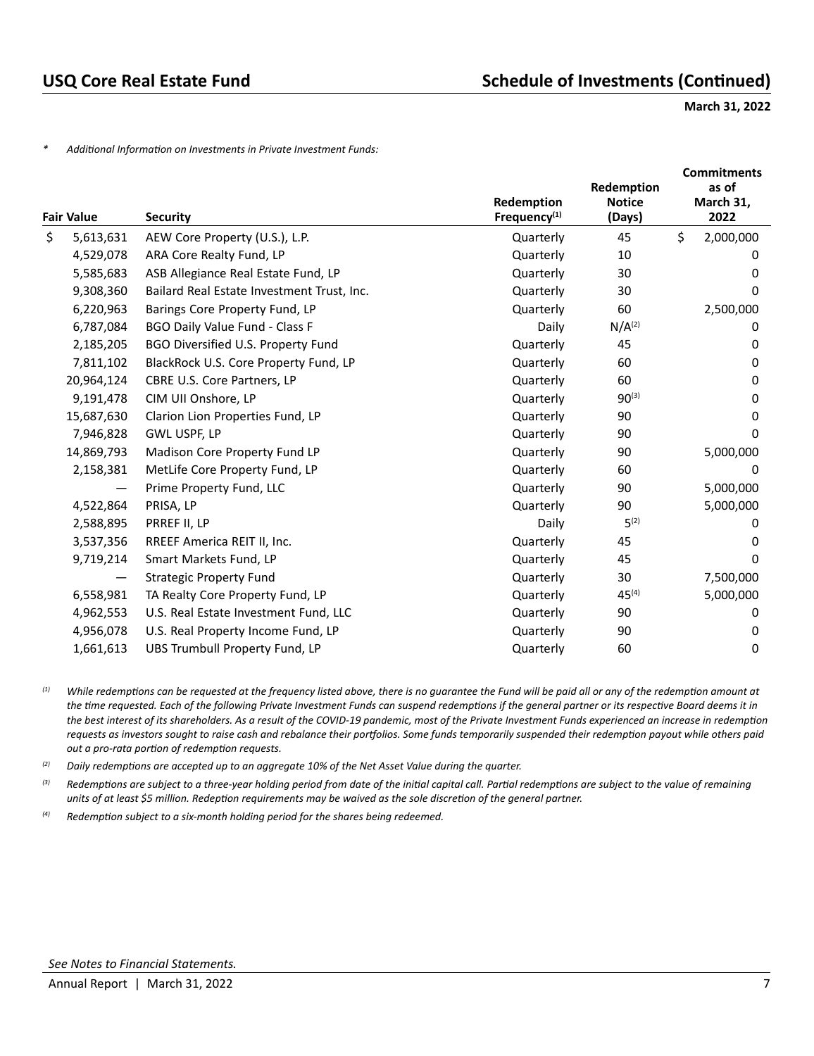## USQ Core Real Estate Fund

## Schedule of Investments (Continued)

**March 31, 2022**

\* *Additional Information on Investments in Private Investment Funds:*

| Fair Value | Security | Redemption Frequency[1] | Redemption Notice (Days) | Commitments as of March 31, 2022 |
|---|---|---|---|---|
| $ 5,613,631 | AEW Core Property (U.S.), L.P. | Quarterly | 45 | $ 2,000,000 |
| 4,529,078 | ARA Core Realty Fund, LP | Quarterly | 10 | 0 |
| 5,585,683 | ASB Allegiance Real Estate Fund, LP | Quarterly | 30 | 0 |
| 9,308,360 | Bailard Real Estate Investment Trust, Inc. | Quarterly | 30 | 0 |
| 6,220,963 | Barings Core Property Fund, LP | Quarterly | 60 | 2,500,000 |
| 6,787,084 | BGO Daily Value Fund - Class F | Daily | N/A[2] | 0 |
| 2,185,205 | BGO Diversified U.S. Property Fund | Quarterly | 45 | 0 |
| 7,811,102 | BlackRock U.S. Core Property Fund, LP | Quarterly | 60 | 0 |
| 20,964,124 | CBRE U.S. Core Partners, LP | Quarterly | 60 | 0 |
| 9,191,478 | CIM UII Onshore, LP | Quarterly | 90[3] | 0 |
| 15,687,630 | Clarion Lion Properties Fund, LP | Quarterly | 90 | 0 |
| 7,946,828 | GWL USPF, LP | Quarterly | 90 | 0 |
| 14,869,793 | Madison Core Property Fund LP | Quarterly | 90 | 5,000,000 |
| 2,158,381 | MetLife Core Property Fund, LP | Quarterly | 60 | 0 |
| — | Prime Property Fund, LLC | Quarterly | 90 | 5,000,000 |
| 4,522,864 | PRISA, LP | Quarterly | 90 | 5,000,000 |
| 2,588,895 | PRREF II, LP | Daily | 5[2] | 0 |
| 3,537,356 | RREEF America REIT II, Inc. | Quarterly | 45 | 0 |
| 9,719,214 | Smart Markets Fund, LP | Quarterly | 45 | 0 |
| — | Strategic Property Fund | Quarterly | 30 | 7,500,000 |
| 6,558,981 | TA Realty Core Property Fund, LP | Quarterly | 45[4] | 5,000,000 |
| 4,962,553 | U.S. Real Estate Investment Fund, LLC | Quarterly | 90 | 0 |
| 4,956,078 | U.S. Real Property Income Fund, LP | Quarterly | 90 | 0 |
| 1,661,613 | UBS Trumbull Property Fund, LP | Quarterly | 60 | 0 |

[1] *While redemptions can be requested at the frequency listed above, there is no guarantee the Fund will be paid all or any of the redemption amount at the time requested. Each of the following Private Investment Funds can suspend redemptions if the general partner or its respective Board deems it in the best interest of its shareholders. As a result of the COVID-19 pandemic, most of the Private Investment Funds experienced an increase in redemption requests as investors sought to raise cash and rebalance their portfolios. Some funds temporarily suspended their redemption payout while others paid out a pro-rata portion of redemption requests.*

[2] *Daily redemptions are accepted up to an aggregate 10% of the Net Asset Value during the quarter.*

[3] *Redemptions are subject to a three-year holding period from date of the initial capital call. Partial redemptions are subject to the value of remaining units of at least $5 million. Redeption requirements may be waived as the sole discretion of the general partner.*

[4] *Redemption subject to a six-month holding period for the shares being redeemed.*

*See Notes to Financial Statements.*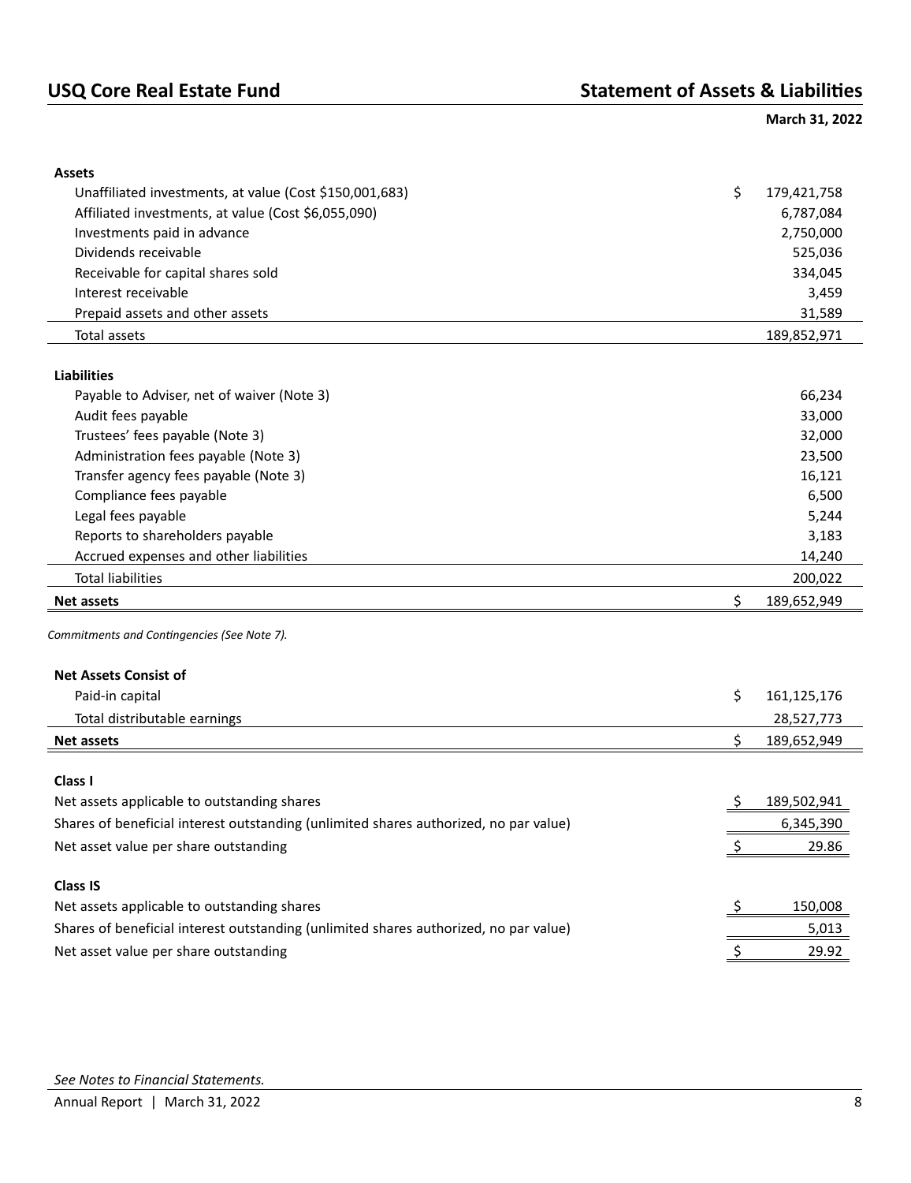# USQ Core Real Estate Fund

## Statement of Assets & Liabilities

**March 31, 2022**

| | |
|---|---|
| **Assets** | |
| Unaffiliated investments, at value (Cost $150,001,683) | $ 179,421,758 |
| Affiliated investments, at value (Cost $6,055,090) | 6,787,084 |
| Investments paid in advance | 2,750,000 |
| Dividends receivable | 525,036 |
| Receivable for capital shares sold | 334,045 |
| Interest receivable | 3,459 |
| Prepaid assets and other assets | 31,589 |
| Total assets | 189,852,971 |
| | |
| **Liabilities** | |
| Payable to Adviser, net of waiver (Note 3) | 66,234 |
| Audit fees payable | 33,000 |
| Trustees' fees payable (Note 3) | 32,000 |
| Administration fees payable (Note 3) | 23,500 |
| Transfer agency fees payable (Note 3) | 16,121 |
| Compliance fees payable | 6,500 |
| Legal fees payable | 5,244 |
| Reports to shareholders payable | 3,183 |
| Accrued expenses and other liabilities | 14,240 |
| Total liabilities | 200,022 |
| **Net assets** | $ 189,652,949 |

*Commitments and Contingencies (See Note 7).*

| | |
|---|---|
| **Net Assets Consist of** | |
| Paid-in capital | $ 161,125,176 |
| Total distributable earnings | 28,527,773 |
| **Net assets** | $ 189,652,949 |
| | |
| **Class I** | |
| Net assets applicable to outstanding shares | $ 189,502,941 |
| Shares of beneficial interest outstanding (unlimited shares authorized, no par value) | 6,345,390 |
| Net asset value per share outstanding | $ 29.86 |
| | |
| **Class IS** | |
| Net assets applicable to outstanding shares | $ 150,008 |
| Shares of beneficial interest outstanding (unlimited shares authorized, no par value) | 5,013 |
| Net asset value per share outstanding | $ 29.92 |

*See Notes to Financial Statements.*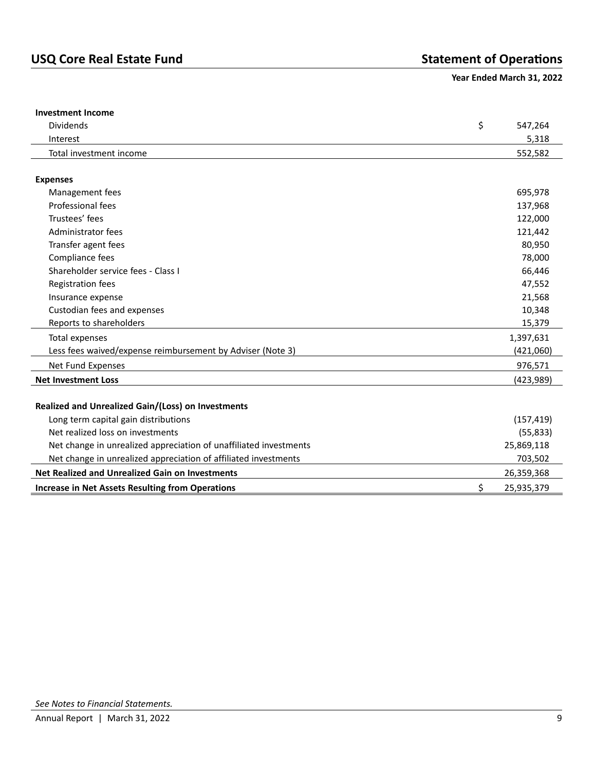## USQ Core Real Estate Fund

## Statement of Operations

**Year Ended March 31, 2022**

| | |
|---|---|
| **Investment Income** | |
| Dividends | $ 547,264 |
| Interest | 5,318 |
| Total investment income | 552,582 |
| | |
| **Expenses** | |
| Management fees | 695,978 |
| Professional fees | 137,968 |
| Trustees' fees | 122,000 |
| Administrator fees | 121,442 |
| Transfer agent fees | 80,950 |
| Compliance fees | 78,000 |
| Shareholder service fees - Class I | 66,446 |
| Registration fees | 47,552 |
| Insurance expense | 21,568 |
| Custodian fees and expenses | 10,348 |
| Reports to shareholders | 15,379 |
| Total expenses | 1,397,631 |
| Less fees waived/expense reimbursement by Adviser (Note 3) | (421,060) |
| Net Fund Expenses | 976,571 |
| **Net Investment Loss** | (423,989) |
| | |
| **Realized and Unrealized Gain/(Loss) on Investments** | |
| Long term capital gain distributions | (157,419) |
| Net realized loss on investments | (55,833) |
| Net change in unrealized appreciation of unaffiliated investments | 25,869,118 |
| Net change in unrealized appreciation of affiliated investments | 703,502 |
| **Net Realized and Unrealized Gain on Investments** | 26,359,368 |
| **Increase in Net Assets Resulting from Operations** | $ 25,935,379 |

*See Notes to Financial Statements.*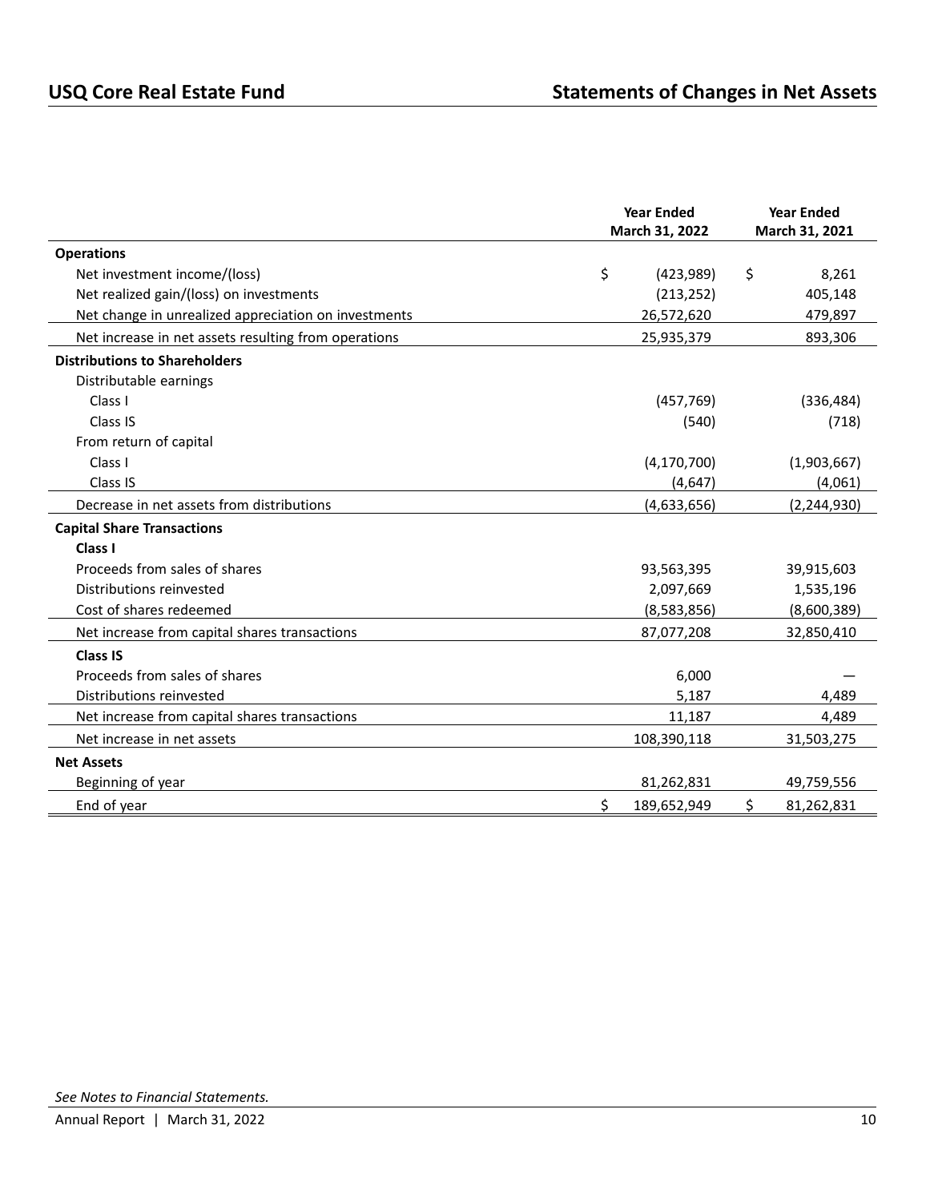# USQ Core Real Estate Fund

## Statements of Changes in Net Assets

| | Year Ended March 31, 2022 | Year Ended March 31, 2021 |
|---|---|---|
| **Operations** | | |
| Net investment income/(loss) | $ (423,989) | $ 8,261 |
| Net realized gain/(loss) on investments | (213,252) | 405,148 |
| Net change in unrealized appreciation on investments | 26,572,620 | 479,897 |
| Net increase in net assets resulting from operations | 25,935,379 | 893,306 |
| **Distributions to Shareholders** | | |
| Distributable earnings | | |
| Class I | (457,769) | (336,484) |
| Class IS | (540) | (718) |
| From return of capital | | |
| Class I | (4,170,700) | (1,903,667) |
| Class IS | (4,647) | (4,061) |
| Decrease in net assets from distributions | (4,633,656) | (2,244,930) |
| **Capital Share Transactions** | | |
| **Class I** | | |
| Proceeds from sales of shares | 93,563,395 | 39,915,603 |
| Distributions reinvested | 2,097,669 | 1,535,196 |
| Cost of shares redeemed | (8,583,856) | (8,600,389) |
| Net increase from capital shares transactions | 87,077,208 | 32,850,410 |
| **Class IS** | | |
| Proceeds from sales of shares | 6,000 | — |
| Distributions reinvested | 5,187 | 4,489 |
| Net increase from capital shares transactions | 11,187 | 4,489 |
| Net increase in net assets | 108,390,118 | 31,503,275 |
| **Net Assets** | | |
| Beginning of year | 81,262,831 | 49,759,556 |
| End of year | $ 189,652,949 | $ 81,262,831 |

*See Notes to Financial Statements.*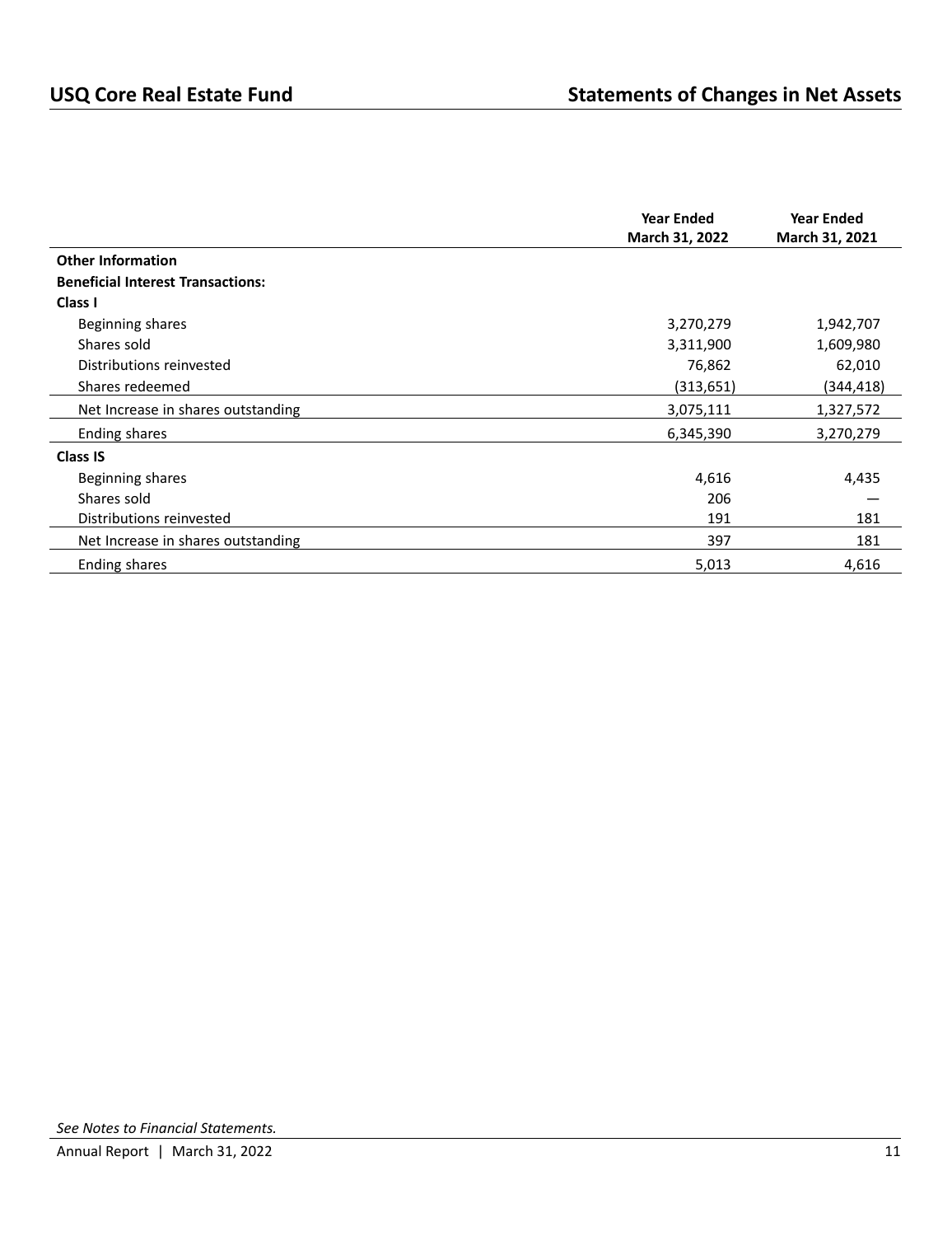# USQ Core Real Estate Fund

## Statements of Changes in Net Assets

| | Year Ended March 31, 2022 | Year Ended March 31, 2021 |
|---|---|---|
| **Other Information** | | |
| **Beneficial Interest Transactions:** | | |
| **Class I** | | |
| Beginning shares | 3,270,279 | 1,942,707 |
| Shares sold | 3,311,900 | 1,609,980 |
| Distributions reinvested | 76,862 | 62,010 |
| Shares redeemed | (313,651) | (344,418) |
| Net Increase in shares outstanding | 3,075,111 | 1,327,572 |
| Ending shares | 6,345,390 | 3,270,279 |
| **Class IS** | | |
| Beginning shares | 4,616 | 4,435 |
| Shares sold | 206 | — |
| Distributions reinvested | 191 | 181 |
| Net Increase in shares outstanding | 397 | 181 |
| Ending shares | 5,013 | 4,616 |

*See Notes to Financial Statements.*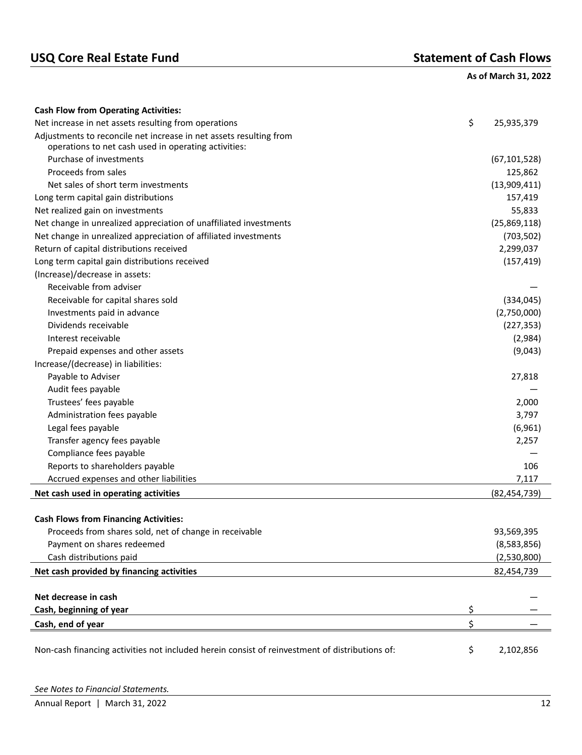## USQ Core Real Estate Fund

## Statement of Cash Flows

**As of March 31, 2022**

| | |
|---|---|
| **Cash Flow from Operating Activities:** | |
| Net increase in net assets resulting from operations | $ 25,935,379 |
| Adjustments to reconcile net increase in net assets resulting from operations to net cash used in operating activities: | |
| Purchase of investments | (67,101,528) |
| Proceeds from sales | 125,862 |
| Net sales of short term investments | (13,909,411) |
| Long term capital gain distributions | 157,419 |
| Net realized gain on investments | 55,833 |
| Net change in unrealized appreciation of unaffiliated investments | (25,869,118) |
| Net change in unrealized appreciation of affiliated investments | (703,502) |
| Return of capital distributions received | 2,299,037 |
| Long term capital gain distributions received | (157,419) |
| (Increase)/decrease in assets: | |
| Receivable from adviser | — |
| Receivable for capital shares sold | (334,045) |
| Investments paid in advance | (2,750,000) |
| Dividends receivable | (227,353) |
| Interest receivable | (2,984) |
| Prepaid expenses and other assets | (9,043) |
| Increase/(decrease) in liabilities: | |
| Payable to Adviser | 27,818 |
| Audit fees payable | — |
| Trustees' fees payable | 2,000 |
| Administration fees payable | 3,797 |
| Legal fees payable | (6,961) |
| Transfer agency fees payable | 2,257 |
| Compliance fees payable | — |
| Reports to shareholders payable | 106 |
| Accrued expenses and other liabilities | 7,117 |
| **Net cash used in operating activities** | (82,454,739) |
| | |
| **Cash Flows from Financing Activities:** | |
| Proceeds from shares sold, net of change in receivable | 93,569,395 |
| Payment on shares redeemed | (8,583,856) |
| Cash distributions paid | (2,530,800) |
| **Net cash provided by financing activities** | 82,454,739 |
| | |
| **Net decrease in cash** | — |
| **Cash, beginning of year** | $ — |
| **Cash, end of year** | $ — |
| | |
| Non-cash financing activities not included herein consist of reinvestment of distributions of: | $ 2,102,856 |

*See Notes to Financial Statements.*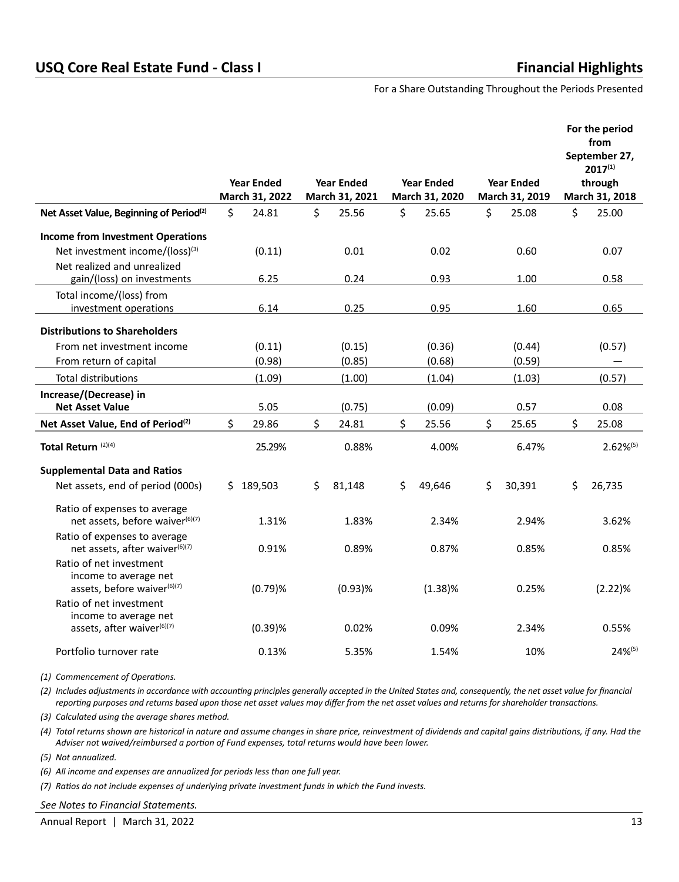## USQ Core Real Estate Fund - Class I

## Financial Highlights

For a Share Outstanding Throughout the Periods Presented

| | Year Ended March 31, 2022 | Year Ended March 31, 2021 | Year Ended March 31, 2020 | Year Ended March 31, 2019 | For the period from September 27, 2017[1] through March 31, 2018 |
|---|---|---|---|---|---|
| **Net Asset Value, Beginning of Period[2]** | $ 24.81 | $ 25.56 | $ 25.65 | $ 25.08 | $ 25.00 |
| **Income from Investment Operations** | | | | | |
| Net investment income/(loss)[3] | (0.11) | 0.01 | 0.02 | 0.60 | 0.07 |
| Net realized and unrealized gain/(loss) on investments | 6.25 | 0.24 | 0.93 | 1.00 | 0.58 |
| Total income/(loss) from investment operations | 6.14 | 0.25 | 0.95 | 1.60 | 0.65 |
| **Distributions to Shareholders** | | | | | |
| From net investment income | (0.11) | (0.15) | (0.36) | (0.44) | (0.57) |
| From return of capital | (0.98) | (0.85) | (0.68) | (0.59) | — |
| Total distributions | (1.09) | (1.00) | (1.04) | (1.03) | (0.57) |
| **Increase/(Decrease) in Net Asset Value** | 5.05 | (0.75) | (0.09) | 0.57 | 0.08 |
| **Net Asset Value, End of Period[2]** | $ 29.86 | $ 24.81 | $ 25.56 | $ 25.65 | $ 25.08 |
| **Total Return [2][4]** | 25.29% | 0.88% | 4.00% | 6.47% | 2.62%[5] |
| **Supplemental Data and Ratios** | | | | | |
| Net assets, end of period (000s) | $ 189,503 | $ 81,148 | $ 49,646 | $ 30,391 | $ 26,735 |
| Ratio of expenses to average net assets, before waiver[6][7] | 1.31% | 1.83% | 2.34% | 2.94% | 3.62% |
| Ratio of expenses to average net assets, after waiver[6][7] | 0.91% | 0.89% | 0.87% | 0.85% | 0.85% |
| Ratio of net investment income to average net assets, before waiver[6][7] | (0.79)% | (0.93)% | (1.38)% | 0.25% | (2.22)% |
| Ratio of net investment income to average net assets, after waiver[6][7] | (0.39)% | 0.02% | 0.09% | 2.34% | 0.55% |
| Portfolio turnover rate | 0.13% | 5.35% | 1.54% | 10% | 24%[5] |

*(1) Commencement of Operations.*

*(2) Includes adjustments in accordance with accounting principles generally accepted in the United States and, consequently, the net asset value for financial reporting purposes and returns based upon those net asset values may differ from the net asset values and returns for shareholder transactions.*

*(3) Calculated using the average shares method.*

*(4) Total returns shown are historical in nature and assume changes in share price, reinvestment of dividends and capital gains distributions, if any. Had the Adviser not waived/reimbursed a portion of Fund expenses, total returns would have been lower.*

*(5) Not annualized.*

*(6) All income and expenses are annualized for periods less than one full year.*

*(7) Ratios do not include expenses of underlying private investment funds in which the Fund invests.*

*See Notes to Financial Statements.*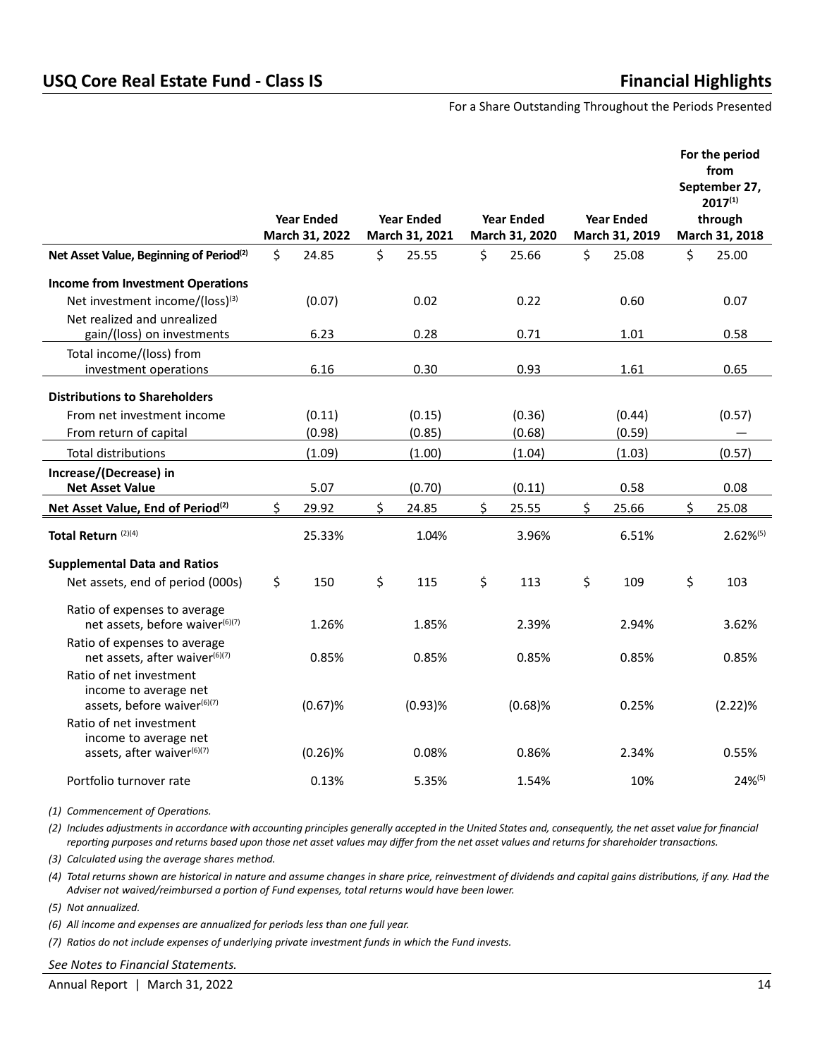# USQ Core Real Estate Fund - Class IS

## Financial Highlights

For a Share Outstanding Throughout the Periods Presented

| | Year Ended March 31, 2022 | Year Ended March 31, 2021 | Year Ended March 31, 2020 | Year Ended March 31, 2019 | For the period from September 27, 2017[1] through March 31, 2018 |
|---|---|---|---|---|---|
| **Net Asset Value, Beginning of Period[2]** | $ 24.85 | $ 25.55 | $ 25.66 | $ 25.08 | $ 25.00 |
| **Income from Investment Operations** | | | | | |
| Net investment income/(loss)[3] | (0.07) | 0.02 | 0.22 | 0.60 | 0.07 |
| Net realized and unrealized gain/(loss) on investments | 6.23 | 0.28 | 0.71 | 1.01 | 0.58 |
| Total income/(loss) from investment operations | 6.16 | 0.30 | 0.93 | 1.61 | 0.65 |
| **Distributions to Shareholders** | | | | | |
| From net investment income | (0.11) | (0.15) | (0.36) | (0.44) | (0.57) |
| From return of capital | (0.98) | (0.85) | (0.68) | (0.59) | — |
| Total distributions | (1.09) | (1.00) | (1.04) | (1.03) | (0.57) |
| **Increase/(Decrease) in Net Asset Value** | 5.07 | (0.70) | (0.11) | 0.58 | 0.08 |
| **Net Asset Value, End of Period[2]** | $ 29.92 | $ 24.85 | $ 25.55 | $ 25.66 | $ 25.08 |
| **Total Return [2][4]** | 25.33% | 1.04% | 3.96% | 6.51% | 2.62%[5] |
| **Supplemental Data and Ratios** | | | | | |
| Net assets, end of period (000s) | $ 150 | $ 115 | $ 113 | $ 109 | $ 103 |
| Ratio of expenses to average net assets, before waiver[6][7] | 1.26% | 1.85% | 2.39% | 2.94% | 3.62% |
| Ratio of expenses to average net assets, after waiver[6][7] | 0.85% | 0.85% | 0.85% | 0.85% | 0.85% |
| Ratio of net investment income to average net assets, before waiver[6][7] | (0.67)% | (0.93)% | (0.68)% | 0.25% | (2.22)% |
| Ratio of net investment income to average net assets, after waiver[6][7] | (0.26)% | 0.08% | 0.86% | 2.34% | 0.55% |
| Portfolio turnover rate | 0.13% | 5.35% | 1.54% | 10% | 24%[5] |

*(1) Commencement of Operations.*

*(2) Includes adjustments in accordance with accounting principles generally accepted in the United States and, consequently, the net asset value for financial reporting purposes and returns based upon those net asset values may differ from the net asset values and returns for shareholder transactions.*

*(3) Calculated using the average shares method.*

*(4) Total returns shown are historical in nature and assume changes in share price, reinvestment of dividends and capital gains distributions, if any. Had the Adviser not waived/reimbursed a portion of Fund expenses, total returns would have been lower.*

*(5) Not annualized.*

*(6) All income and expenses are annualized for periods less than one full year.*

*(7) Ratios do not include expenses of underlying private investment funds in which the Fund invests.*

*See Notes to Financial Statements.*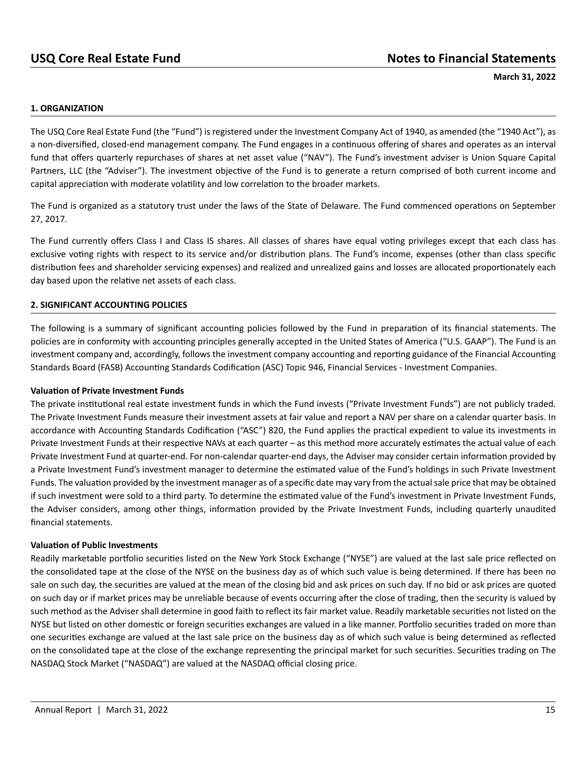## 1. ORGANIZATION

The USQ Core Real Estate Fund (the "Fund") is registered under the Investment Company Act of 1940, as amended (the "1940 Act"), as a non-diversified, closed-end management company. The Fund engages in a continuous offering of shares and operates as an interval fund that offers quarterly repurchases of shares at net asset value ("NAV"). The Fund's investment adviser is Union Square Capital Partners, LLC (the "Adviser"). The investment objective of the Fund is to generate a return comprised of both current income and capital appreciation with moderate volatility and low correlation to the broader markets.

The Fund is organized as a statutory trust under the laws of the State of Delaware. The Fund commenced operations on September 27, 2017.

The Fund currently offers Class I and Class IS shares. All classes of shares have equal voting privileges except that each class has exclusive voting rights with respect to its service and/or distribution plans. The Fund's income, expenses (other than class specific distribution fees and shareholder servicing expenses) and realized and unrealized gains and losses are allocated proportionately each day based upon the relative net assets of each class.

## 2. SIGNIFICANT ACCOUNTING POLICIES

The following is a summary of significant accounting policies followed by the Fund in preparation of its financial statements. The policies are in conformity with accounting principles generally accepted in the United States of America ("U.S. GAAP"). The Fund is an investment company and, accordingly, follows the investment company accounting and reporting guidance of the Financial Accounting Standards Board (FASB) Accounting Standards Codification (ASC) Topic 946, Financial Services - Investment Companies.

**Valuation of Private Investment Funds**

The private institutional real estate investment funds in which the Fund invests ("Private Investment Funds") are not publicly traded. The Private Investment Funds measure their investment assets at fair value and report a NAV per share on a calendar quarter basis. In accordance with Accounting Standards Codification ("ASC") 820, the Fund applies the practical expedient to value its investments in Private Investment Funds at their respective NAVs at each quarter – as this method more accurately estimates the actual value of each Private Investment Fund at quarter-end. For non-calendar quarter-end days, the Adviser may consider certain information provided by a Private Investment Fund's investment manager to determine the estimated value of the Fund's holdings in such Private Investment Funds. The valuation provided by the investment manager as of a specific date may vary from the actual sale price that may be obtained if such investment were sold to a third party. To determine the estimated value of the Fund's investment in Private Investment Funds, the Adviser considers, among other things, information provided by the Private Investment Funds, including quarterly unaudited financial statements.

**Valuation of Public Investments**

Readily marketable portfolio securities listed on the New York Stock Exchange ("NYSE") are valued at the last sale price reflected on the consolidated tape at the close of the NYSE on the business day as of which such value is being determined. If there has been no sale on such day, the securities are valued at the mean of the closing bid and ask prices on such day. If no bid or ask prices are quoted on such day or if market prices may be unreliable because of events occurring after the close of trading, then the security is valued by such method as the Adviser shall determine in good faith to reflect its fair market value. Readily marketable securities not listed on the NYSE but listed on other domestic or foreign securities exchanges are valued in a like manner. Portfolio securities traded on more than one securities exchange are valued at the last sale price on the business day as of which such value is being determined as reflected on the consolidated tape at the close of the exchange representing the principal market for such securities. Securities trading on The NASDAQ Stock Market ("NASDAQ") are valued at the NASDAQ official closing price.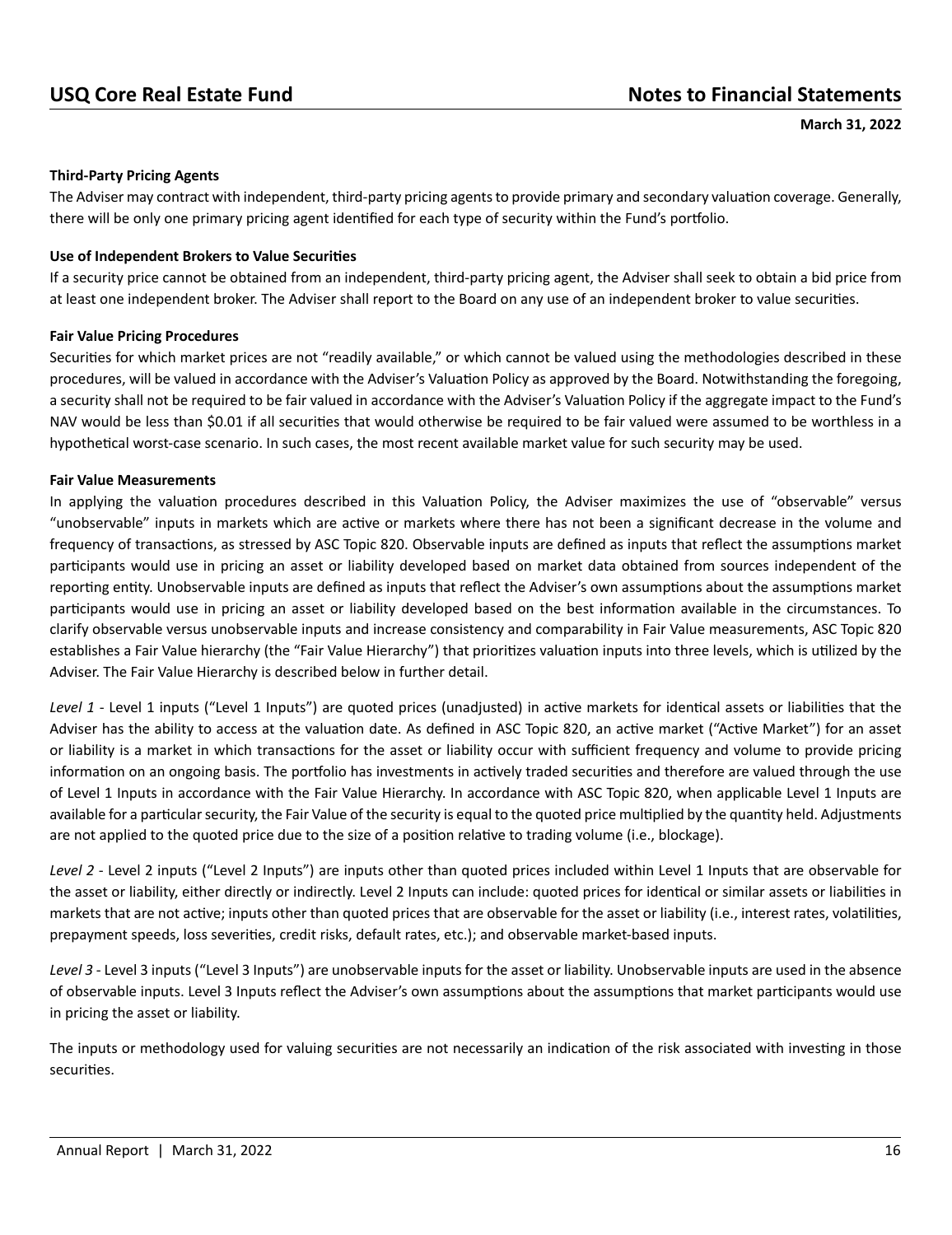**Third-Party Pricing Agents**

The Adviser may contract with independent, third-party pricing agents to provide primary and secondary valuation coverage. Generally, there will be only one primary pricing agent identified for each type of security within the Fund's portfolio.

**Use of Independent Brokers to Value Securities**

If a security price cannot be obtained from an independent, third-party pricing agent, the Adviser shall seek to obtain a bid price from at least one independent broker. The Adviser shall report to the Board on any use of an independent broker to value securities.

**Fair Value Pricing Procedures**

Securities for which market prices are not "readily available," or which cannot be valued using the methodologies described in these procedures, will be valued in accordance with the Adviser's Valuation Policy as approved by the Board. Notwithstanding the foregoing, a security shall not be required to be fair valued in accordance with the Adviser's Valuation Policy if the aggregate impact to the Fund's NAV would be less than $0.01 if all securities that would otherwise be required to be fair valued were assumed to be worthless in a hypothetical worst-case scenario. In such cases, the most recent available market value for such security may be used.

**Fair Value Measurements**

In applying the valuation procedures described in this Valuation Policy, the Adviser maximizes the use of "observable" versus "unobservable" inputs in markets which are active or markets where there has not been a significant decrease in the volume and frequency of transactions, as stressed by ASC Topic 820. Observable inputs are defined as inputs that reflect the assumptions market participants would use in pricing an asset or liability developed based on market data obtained from sources independent of the reporting entity. Unobservable inputs are defined as inputs that reflect the Adviser's own assumptions about the assumptions market participants would use in pricing an asset or liability developed based on the best information available in the circumstances. To clarify observable versus unobservable inputs and increase consistency and comparability in Fair Value measurements, ASC Topic 820 establishes a Fair Value hierarchy (the "Fair Value Hierarchy") that prioritizes valuation inputs into three levels, which is utilized by the Adviser. The Fair Value Hierarchy is described below in further detail.

*Level 1* - Level 1 inputs ("Level 1 Inputs") are quoted prices (unadjusted) in active markets for identical assets or liabilities that the Adviser has the ability to access at the valuation date. As defined in ASC Topic 820, an active market ("Active Market") for an asset or liability is a market in which transactions for the asset or liability occur with sufficient frequency and volume to provide pricing information on an ongoing basis. The portfolio has investments in actively traded securities and therefore are valued through the use of Level 1 Inputs in accordance with the Fair Value Hierarchy. In accordance with ASC Topic 820, when applicable Level 1 Inputs are available for a particular security, the Fair Value of the security is equal to the quoted price multiplied by the quantity held. Adjustments are not applied to the quoted price due to the size of a position relative to trading volume (i.e., blockage).

*Level 2* - Level 2 inputs ("Level 2 Inputs") are inputs other than quoted prices included within Level 1 Inputs that are observable for the asset or liability, either directly or indirectly. Level 2 Inputs can include: quoted prices for identical or similar assets or liabilities in markets that are not active; inputs other than quoted prices that are observable for the asset or liability (i.e., interest rates, volatilities, prepayment speeds, loss severities, credit risks, default rates, etc.); and observable market-based inputs.

*Level 3* - Level 3 inputs ("Level 3 Inputs") are unobservable inputs for the asset or liability. Unobservable inputs are used in the absence of observable inputs. Level 3 Inputs reflect the Adviser's own assumptions about the assumptions that market participants would use in pricing the asset or liability.

The inputs or methodology used for valuing securities are not necessarily an indication of the risk associated with investing in those securities.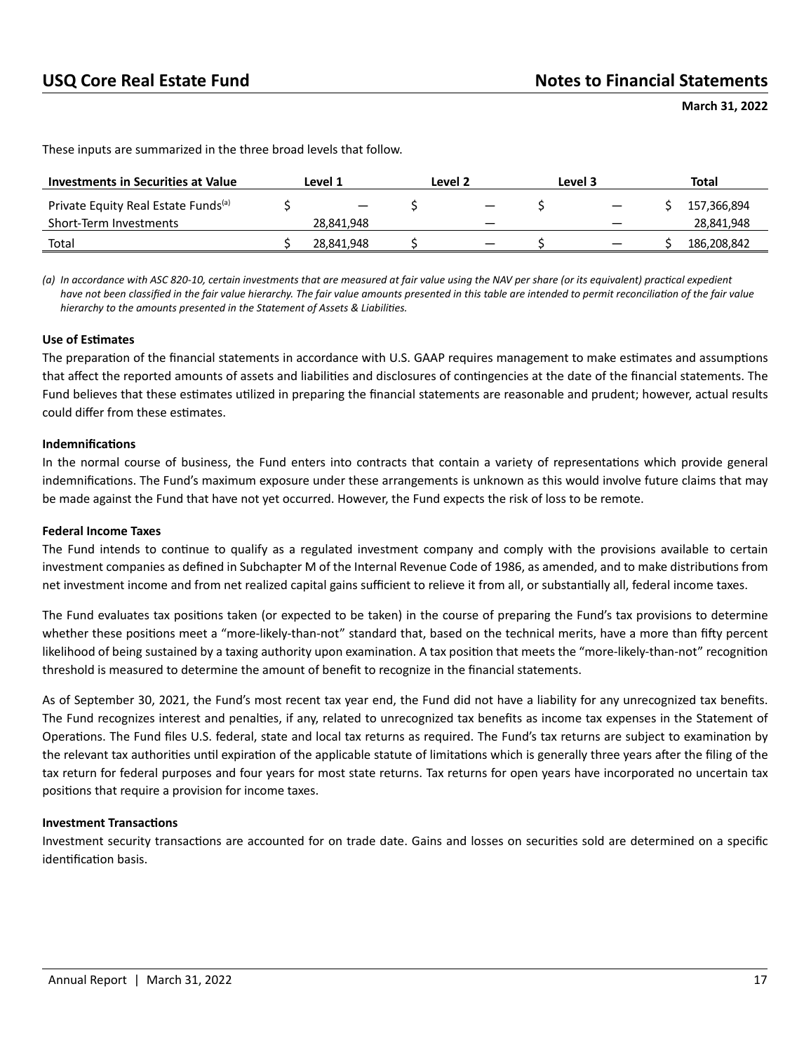These inputs are summarized in the three broad levels that follow.

| Investments in Securities at Value | Level 1 | Level 2 | Level 3 | Total |
|---|---|---|---|---|
| Private Equity Real Estate Funds[(a)] | $ — | $ — | $ — | $ 157,366,894 |
| Short-Term Investments | 28,841,948 | — | — | 28,841,948 |
| Total | $ 28,841,948 | $ — | $ — | $ 186,208,842 |

*(a) In accordance with ASC 820-10, certain investments that are measured at fair value using the NAV per share (or its equivalent) practical expedient have not been classified in the fair value hierarchy. The fair value amounts presented in this table are intended to permit reconciliation of the fair value hierarchy to the amounts presented in the Statement of Assets & Liabilities.*

**Use of Estimates**

The preparation of the financial statements in accordance with U.S. GAAP requires management to make estimates and assumptions that affect the reported amounts of assets and liabilities and disclosures of contingencies at the date of the financial statements. The Fund believes that these estimates utilized in preparing the financial statements are reasonable and prudent; however, actual results could differ from these estimates.

**Indemnifications**

In the normal course of business, the Fund enters into contracts that contain a variety of representations which provide general indemnifications. The Fund's maximum exposure under these arrangements is unknown as this would involve future claims that may be made against the Fund that have not yet occurred. However, the Fund expects the risk of loss to be remote.

**Federal Income Taxes**

The Fund intends to continue to qualify as a regulated investment company and comply with the provisions available to certain investment companies as defined in Subchapter M of the Internal Revenue Code of 1986, as amended, and to make distributions from net investment income and from net realized capital gains sufficient to relieve it from all, or substantially all, federal income taxes.

The Fund evaluates tax positions taken (or expected to be taken) in the course of preparing the Fund's tax provisions to determine whether these positions meet a "more-likely-than-not" standard that, based on the technical merits, have a more than fifty percent likelihood of being sustained by a taxing authority upon examination. A tax position that meets the "more-likely-than-not" recognition threshold is measured to determine the amount of benefit to recognize in the financial statements.

As of September 30, 2021, the Fund's most recent tax year end, the Fund did not have a liability for any unrecognized tax benefits. The Fund recognizes interest and penalties, if any, related to unrecognized tax benefits as income tax expenses in the Statement of Operations. The Fund files U.S. federal, state and local tax returns as required. The Fund's tax returns are subject to examination by the relevant tax authorities until expiration of the applicable statute of limitations which is generally three years after the filing of the tax return for federal purposes and four years for most state returns. Tax returns for open years have incorporated no uncertain tax positions that require a provision for income taxes.

**Investment Transactions**

Investment security transactions are accounted for on trade date. Gains and losses on securities sold are determined on a specific identification basis.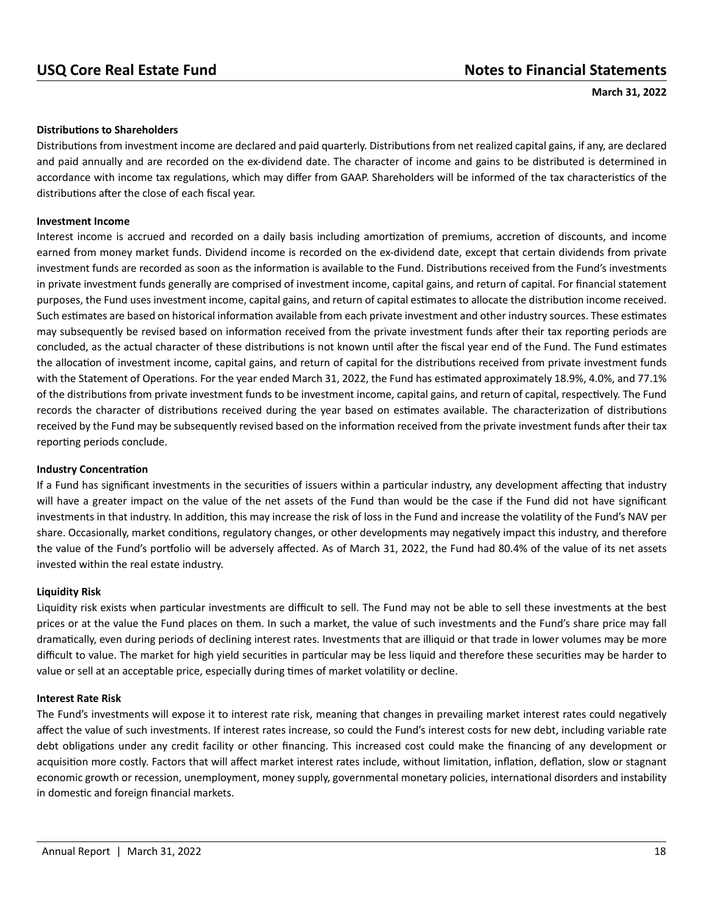**Distributions to Shareholders**

Distributions from investment income are declared and paid quarterly. Distributions from net realized capital gains, if any, are declared and paid annually and are recorded on the ex-dividend date. The character of income and gains to be distributed is determined in accordance with income tax regulations, which may differ from GAAP. Shareholders will be informed of the tax characteristics of the distributions after the close of each fiscal year.

**Investment Income**

Interest income is accrued and recorded on a daily basis including amortization of premiums, accretion of discounts, and income earned from money market funds. Dividend income is recorded on the ex-dividend date, except that certain dividends from private investment funds are recorded as soon as the information is available to the Fund. Distributions received from the Fund's investments in private investment funds generally are comprised of investment income, capital gains, and return of capital. For financial statement purposes, the Fund uses investment income, capital gains, and return of capital estimates to allocate the distribution income received. Such estimates are based on historical information available from each private investment and other industry sources. These estimates may subsequently be revised based on information received from the private investment funds after their tax reporting periods are concluded, as the actual character of these distributions is not known until after the fiscal year end of the Fund. The Fund estimates the allocation of investment income, capital gains, and return of capital for the distributions received from private investment funds with the Statement of Operations. For the year ended March 31, 2022, the Fund has estimated approximately 18.9%, 4.0%, and 77.1% of the distributions from private investment funds to be investment income, capital gains, and return of capital, respectively. The Fund records the character of distributions received during the year based on estimates available. The characterization of distributions received by the Fund may be subsequently revised based on the information received from the private investment funds after their tax reporting periods conclude.

**Industry Concentration**

If a Fund has significant investments in the securities of issuers within a particular industry, any development affecting that industry will have a greater impact on the value of the net assets of the Fund than would be the case if the Fund did not have significant investments in that industry. In addition, this may increase the risk of loss in the Fund and increase the volatility of the Fund's NAV per share. Occasionally, market conditions, regulatory changes, or other developments may negatively impact this industry, and therefore the value of the Fund's portfolio will be adversely affected. As of March 31, 2022, the Fund had 80.4% of the value of its net assets invested within the real estate industry.

**Liquidity Risk**

Liquidity risk exists when particular investments are difficult to sell. The Fund may not be able to sell these investments at the best prices or at the value the Fund places on them. In such a market, the value of such investments and the Fund's share price may fall dramatically, even during periods of declining interest rates. Investments that are illiquid or that trade in lower volumes may be more difficult to value. The market for high yield securities in particular may be less liquid and therefore these securities may be harder to value or sell at an acceptable price, especially during times of market volatility or decline.

**Interest Rate Risk**

The Fund's investments will expose it to interest rate risk, meaning that changes in prevailing market interest rates could negatively affect the value of such investments. If interest rates increase, so could the Fund's interest costs for new debt, including variable rate debt obligations under any credit facility or other financing. This increased cost could make the financing of any development or acquisition more costly. Factors that will affect market interest rates include, without limitation, inflation, deflation, slow or stagnant economic growth or recession, unemployment, money supply, governmental monetary policies, international disorders and instability in domestic and foreign financial markets.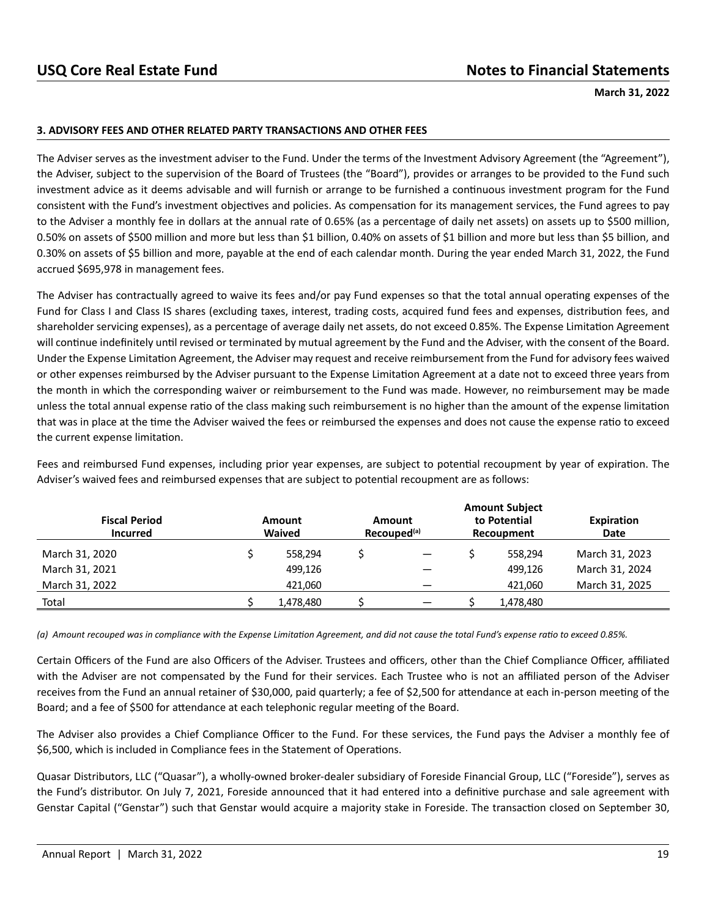### 3. ADVISORY FEES AND OTHER RELATED PARTY TRANSACTIONS AND OTHER FEES

The Adviser serves as the investment adviser to the Fund. Under the terms of the Investment Advisory Agreement (the "Agreement"), the Adviser, subject to the supervision of the Board of Trustees (the "Board"), provides or arranges to be provided to the Fund such investment advice as it deems advisable and will furnish or arrange to be furnished a continuous investment program for the Fund consistent with the Fund's investment objectives and policies. As compensation for its management services, the Fund agrees to pay to the Adviser a monthly fee in dollars at the annual rate of 0.65% (as a percentage of daily net assets) on assets up to $500 million, 0.50% on assets of $500 million and more but less than $1 billion, 0.40% on assets of $1 billion and more but less than $5 billion, and 0.30% on assets of $5 billion and more, payable at the end of each calendar month. During the year ended March 31, 2022, the Fund accrued $695,978 in management fees.

The Adviser has contractually agreed to waive its fees and/or pay Fund expenses so that the total annual operating expenses of the Fund for Class I and Class IS shares (excluding taxes, interest, trading costs, acquired fund fees and expenses, distribution fees, and shareholder servicing expenses), as a percentage of average daily net assets, do not exceed 0.85%. The Expense Limitation Agreement will continue indefinitely until revised or terminated by mutual agreement by the Fund and the Adviser, with the consent of the Board. Under the Expense Limitation Agreement, the Adviser may request and receive reimbursement from the Fund for advisory fees waived or other expenses reimbursed by the Adviser pursuant to the Expense Limitation Agreement at a date not to exceed three years from the month in which the corresponding waiver or reimbursement to the Fund was made. However, no reimbursement may be made unless the total annual expense ratio of the class making such reimbursement is no higher than the amount of the expense limitation that was in place at the time the Adviser waived the fees or reimbursed the expenses and does not cause the expense ratio to exceed the current expense limitation.

Fees and reimbursed Fund expenses, including prior year expenses, are subject to potential recoupment by year of expiration. The Adviser's waived fees and reimbursed expenses that are subject to potential recoupment are as follows:

| Fiscal Period Incurred | Amount Waived | Amount Recouped[(a)] | Amount Subject to Potential Recoupment | Expiration Date |
|---|---|---|---|---|
| March 31, 2020 | $ 558,294 | $ — | $ 558,294 | March 31, 2023 |
| March 31, 2021 | 499,126 | — | 499,126 | March 31, 2024 |
| March 31, 2022 | 421,060 | — | 421,060 | March 31, 2025 |
| Total | $ 1,478,480 | $ — | $ 1,478,480 | |

*(a) Amount recouped was in compliance with the Expense Limitation Agreement, and did not cause the total Fund's expense ratio to exceed 0.85%.*

Certain Officers of the Fund are also Officers of the Adviser. Trustees and officers, other than the Chief Compliance Officer, affiliated with the Adviser are not compensated by the Fund for their services. Each Trustee who is not an affiliated person of the Adviser receives from the Fund an annual retainer of $30,000, paid quarterly; a fee of $2,500 for attendance at each in-person meeting of the Board; and a fee of $500 for attendance at each telephonic regular meeting of the Board.

The Adviser also provides a Chief Compliance Officer to the Fund. For these services, the Fund pays the Adviser a monthly fee of $6,500, which is included in Compliance fees in the Statement of Operations.

Quasar Distributors, LLC ("Quasar"), a wholly-owned broker-dealer subsidiary of Foreside Financial Group, LLC ("Foreside"), serves as the Fund's distributor. On July 7, 2021, Foreside announced that it had entered into a definitive purchase and sale agreement with Genstar Capital ("Genstar") such that Genstar would acquire a majority stake in Foreside. The transaction closed on September 30,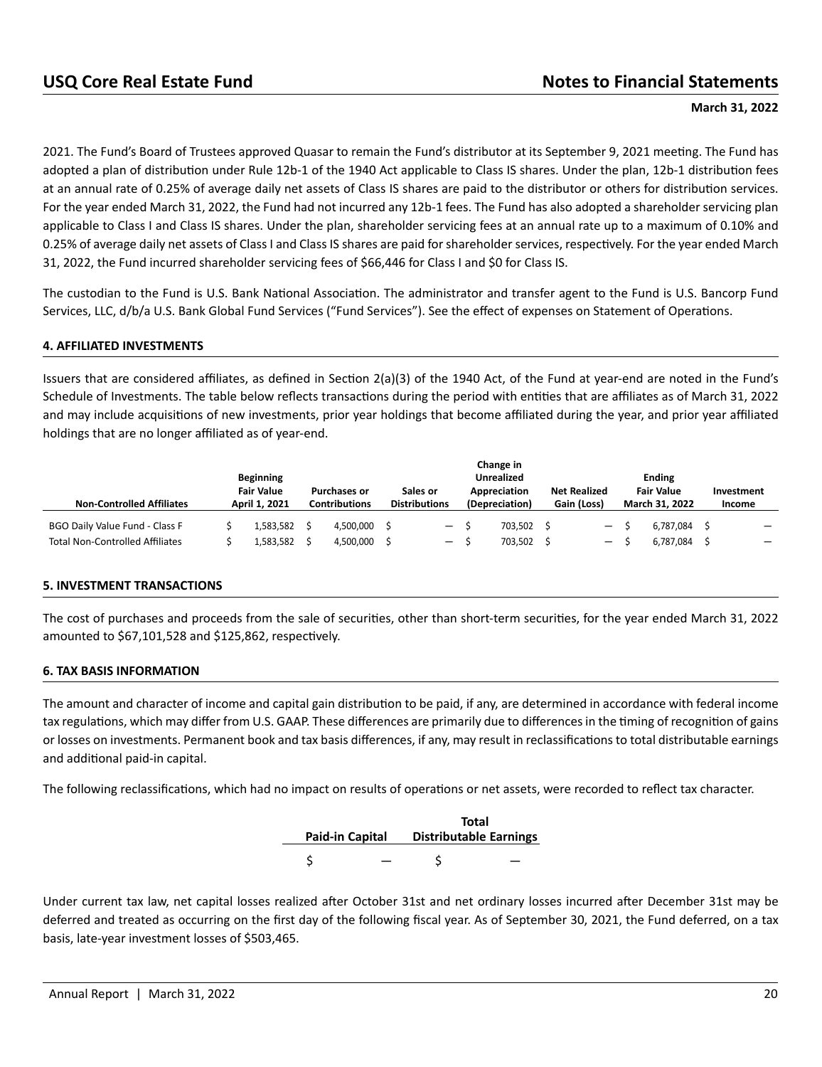2021. The Fund's Board of Trustees approved Quasar to remain the Fund's distributor at its September 9, 2021 meeting. The Fund has adopted a plan of distribution under Rule 12b-1 of the 1940 Act applicable to Class IS shares. Under the plan, 12b-1 distribution fees at an annual rate of 0.25% of average daily net assets of Class IS shares are paid to the distributor or others for distribution services. For the year ended March 31, 2022, the Fund had not incurred any 12b-1 fees. The Fund has also adopted a shareholder servicing plan applicable to Class I and Class IS shares. Under the plan, shareholder servicing fees at an annual rate up to a maximum of 0.10% and 0.25% of average daily net assets of Class I and Class IS shares are paid for shareholder services, respectively. For the year ended March 31, 2022, the Fund incurred shareholder servicing fees of $66,446 for Class I and $0 for Class IS.

The custodian to the Fund is U.S. Bank National Association. The administrator and transfer agent to the Fund is U.S. Bancorp Fund Services, LLC, d/b/a U.S. Bank Global Fund Services ("Fund Services"). See the effect of expenses on Statement of Operations.

## 4. AFFILIATED INVESTMENTS

Issuers that are considered affiliates, as defined in Section 2(a)(3) of the 1940 Act, of the Fund at year-end are noted in the Fund's Schedule of Investments. The table below reflects transactions during the period with entities that are affiliates as of March 31, 2022 and may include acquisitions of new investments, prior year holdings that become affiliated during the year, and prior year affiliated holdings that are no longer affiliated as of year-end.

| Non-Controlled Affiliates | Beginning Fair Value April 1, 2021 | Purchases or Contributions | Sales or Distributions | Change in Unrealized Appreciation (Depreciation) | Net Realized Gain (Loss) | Ending Fair Value March 31, 2022 | Investment Income |
|---|---|---|---|---|---|---|---|
| BGO Daily Value Fund - Class F | $ 1,583,582 | $ 4,500,000 | $ — | $ 703,502 | $ — | $ 6,787,084 | $ — |
| Total Non-Controlled Affiliates | $ 1,583,582 | $ 4,500,000 | $ — | $ 703,502 | $ — | $ 6,787,084 | $ — |

## 5. INVESTMENT TRANSACTIONS

The cost of purchases and proceeds from the sale of securities, other than short-term securities, for the year ended March 31, 2022 amounted to $67,101,528 and $125,862, respectively.

## 6. TAX BASIS INFORMATION

The amount and character of income and capital gain distribution to be paid, if any, are determined in accordance with federal income tax regulations, which may differ from U.S. GAAP. These differences are primarily due to differences in the timing of recognition of gains or losses on investments. Permanent book and tax basis differences, if any, may result in reclassifications to total distributable earnings and additional paid-in capital.

The following reclassifications, which had no impact on results of operations or net assets, were recorded to reflect tax character.

| Paid-in Capital | Total Distributable Earnings |
|---|---|
| $ — | $ — |

Under current tax law, net capital losses realized after October 31st and net ordinary losses incurred after December 31st may be deferred and treated as occurring on the first day of the following fiscal year. As of September 30, 2021, the Fund deferred, on a tax basis, late-year investment losses of $503,465.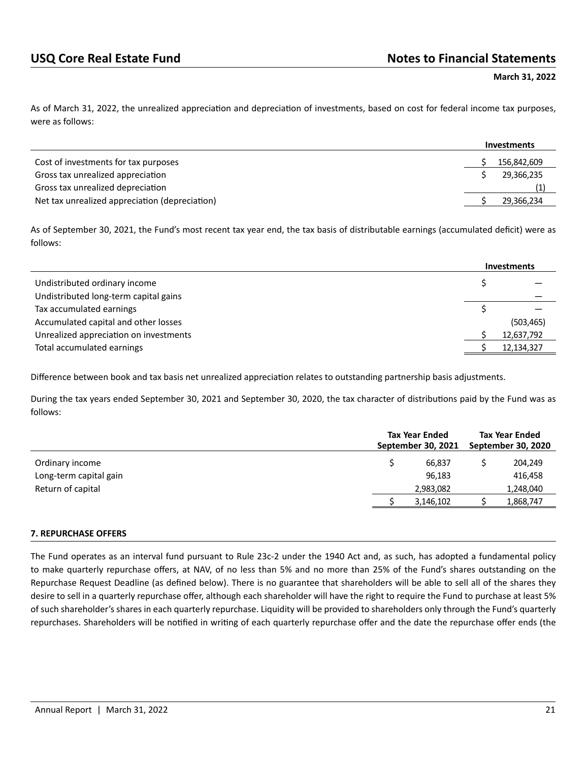As of March 31, 2022, the unrealized appreciation and depreciation of investments, based on cost for federal income tax purposes, were as follows:

| | Investments |
|---|---|
| Cost of investments for tax purposes | $ 156,842,609 |
| Gross tax unrealized appreciation | $ 29,366,235 |
| Gross tax unrealized depreciation | (1) |
| Net tax unrealized appreciation (depreciation) | $ 29,366,234 |

As of September 30, 2021, the Fund's most recent tax year end, the tax basis of distributable earnings (accumulated deficit) were as follows:

| | Investments |
|---|---|
| Undistributed ordinary income | $ — |
| Undistributed long-term capital gains | — |
| Tax accumulated earnings | $ — |
| Accumulated capital and other losses | (503,465) |
| Unrealized appreciation on investments | $ 12,637,792 |
| Total accumulated earnings | $ 12,134,327 |

Difference between book and tax basis net unrealized appreciation relates to outstanding partnership basis adjustments.

During the tax years ended September 30, 2021 and September 30, 2020, the tax character of distributions paid by the Fund was as follows:

| | Tax Year Ended September 30, 2021 | Tax Year Ended September 30, 2020 |
|---|---|---|
| Ordinary income | $ 66,837 | $ 204,249 |
| Long-term capital gain | 96,183 | 416,458 |
| Return of capital | 2,983,082 | 1,248,040 |
| | $ 3,146,102 | $ 1,868,747 |

## 7. REPURCHASE OFFERS

The Fund operates as an interval fund pursuant to Rule 23c-2 under the 1940 Act and, as such, has adopted a fundamental policy to make quarterly repurchase offers, at NAV, of no less than 5% and no more than 25% of the Fund's shares outstanding on the Repurchase Request Deadline (as defined below). There is no guarantee that shareholders will be able to sell all of the shares they desire to sell in a quarterly repurchase offer, although each shareholder will have the right to require the Fund to purchase at least 5% of such shareholder's shares in each quarterly repurchase. Liquidity will be provided to shareholders only through the Fund's quarterly repurchases. Shareholders will be notified in writing of each quarterly repurchase offer and the date the repurchase offer ends (the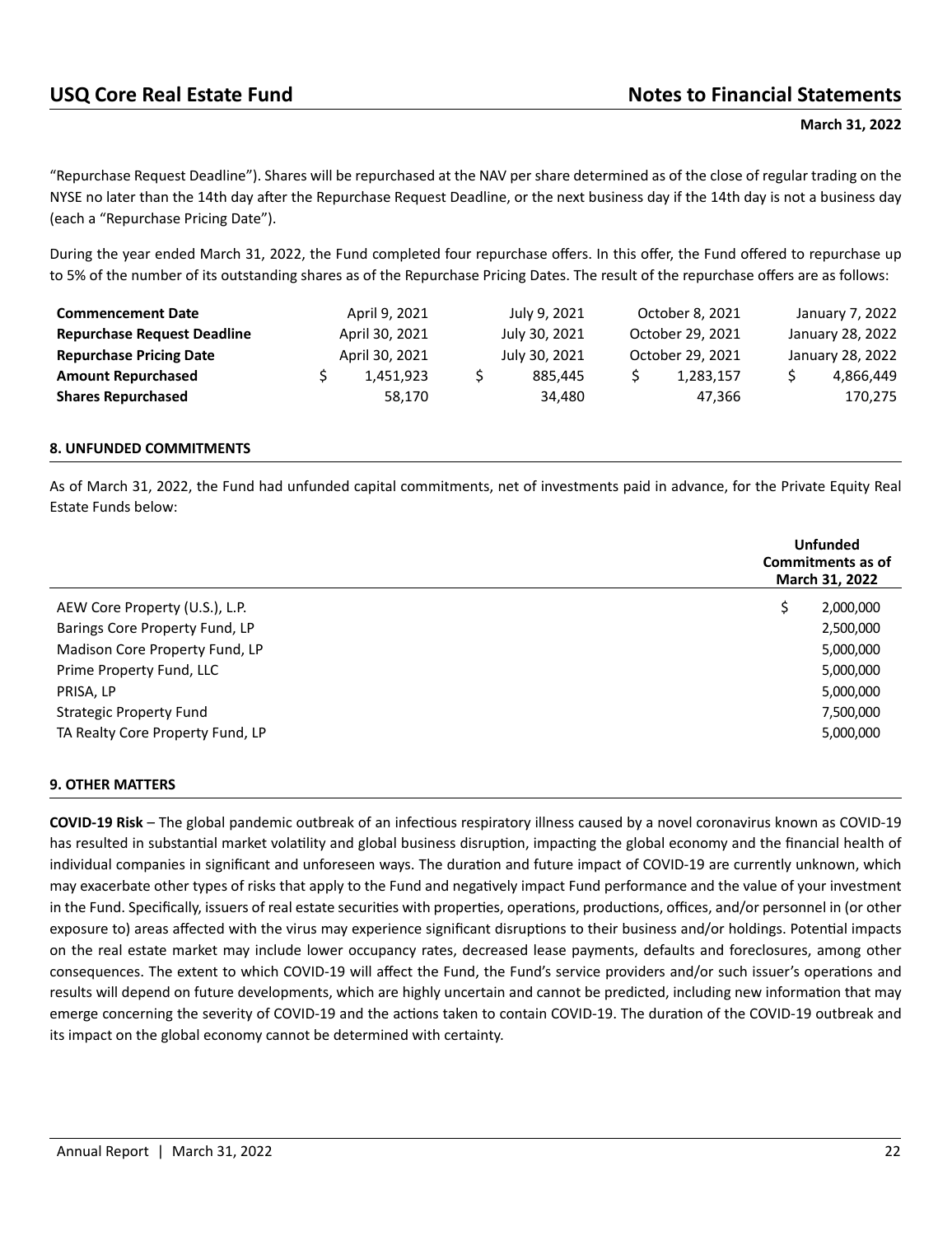"Repurchase Request Deadline"). Shares will be repurchased at the NAV per share determined as of the close of regular trading on the NYSE no later than the 14th day after the Repurchase Request Deadline, or the next business day if the 14th day is not a business day (each a "Repurchase Pricing Date").

During the year ended March 31, 2022, the Fund completed four repurchase offers. In this offer, the Fund offered to repurchase up to 5% of the number of its outstanding shares as of the Repurchase Pricing Dates. The result of the repurchase offers are as follows:

| | | | | |
|---|---|---|---|---|
| **Commencement Date** | April 9, 2021 | July 9, 2021 | October 8, 2021 | January 7, 2022 |
| **Repurchase Request Deadline** | April 30, 2021 | July 30, 2021 | October 29, 2021 | January 28, 2022 |
| **Repurchase Pricing Date** | April 30, 2021 | July 30, 2021 | October 29, 2021 | January 28, 2022 |
| **Amount Repurchased** | $ 1,451,923 | $ 885,445 | $ 1,283,157 | $ 4,866,449 |
| **Shares Repurchased** | 58,170 | 34,480 | 47,366 | 170,275 |

## 8. UNFUNDED COMMITMENTS

As of March 31, 2022, the Fund had unfunded capital commitments, net of investments paid in advance, for the Private Equity Real Estate Funds below:

| | Unfunded Commitments as of March 31, 2022 |
|---|---|
| AEW Core Property (U.S.), L.P. | $ 2,000,000 |
| Barings Core Property Fund, LP | 2,500,000 |
| Madison Core Property Fund, LP | 5,000,000 |
| Prime Property Fund, LLC | 5,000,000 |
| PRISA, LP | 5,000,000 |
| Strategic Property Fund | 7,500,000 |
| TA Realty Core Property Fund, LP | 5,000,000 |

## 9. OTHER MATTERS

**COVID-19 Risk** – The global pandemic outbreak of an infectious respiratory illness caused by a novel coronavirus known as COVID-19 has resulted in substantial market volatility and global business disruption, impacting the global economy and the financial health of individual companies in significant and unforeseen ways. The duration and future impact of COVID-19 are currently unknown, which may exacerbate other types of risks that apply to the Fund and negatively impact Fund performance and the value of your investment in the Fund. Specifically, issuers of real estate securities with properties, operations, productions, offices, and/or personnel in (or other exposure to) areas affected with the virus may experience significant disruptions to their business and/or holdings. Potential impacts on the real estate market may include lower occupancy rates, decreased lease payments, defaults and foreclosures, among other consequences. The extent to which COVID-19 will affect the Fund, the Fund's service providers and/or such issuer's operations and results will depend on future developments, which are highly uncertain and cannot be predicted, including new information that may emerge concerning the severity of COVID-19 and the actions taken to contain COVID-19. The duration of the COVID-19 outbreak and its impact on the global economy cannot be determined with certainty.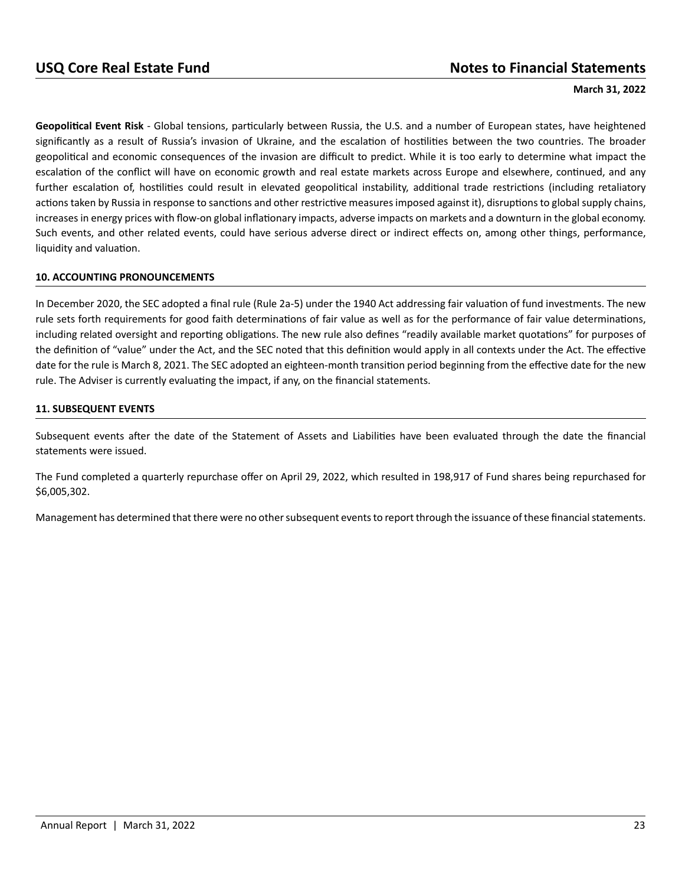**Geopolitical Event Risk** - Global tensions, particularly between Russia, the U.S. and a number of European states, have heightened significantly as a result of Russia's invasion of Ukraine, and the escalation of hostilities between the two countries. The broader geopolitical and economic consequences of the invasion are difficult to predict. While it is too early to determine what impact the escalation of the conflict will have on economic growth and real estate markets across Europe and elsewhere, continued, and any further escalation of, hostilities could result in elevated geopolitical instability, additional trade restrictions (including retaliatory actions taken by Russia in response to sanctions and other restrictive measures imposed against it), disruptions to global supply chains, increases in energy prices with flow-on global inflationary impacts, adverse impacts on markets and a downturn in the global economy. Such events, and other related events, could have serious adverse direct or indirect effects on, among other things, performance, liquidity and valuation.

## 10. ACCOUNTING PRONOUNCEMENTS

In December 2020, the SEC adopted a final rule (Rule 2a-5) under the 1940 Act addressing fair valuation of fund investments. The new rule sets forth requirements for good faith determinations of fair value as well as for the performance of fair value determinations, including related oversight and reporting obligations. The new rule also defines "readily available market quotations" for purposes of the definition of "value" under the Act, and the SEC noted that this definition would apply in all contexts under the Act. The effective date for the rule is March 8, 2021. The SEC adopted an eighteen-month transition period beginning from the effective date for the new rule. The Adviser is currently evaluating the impact, if any, on the financial statements.

## 11. SUBSEQUENT EVENTS

Subsequent events after the date of the Statement of Assets and Liabilities have been evaluated through the date the financial statements were issued.

The Fund completed a quarterly repurchase offer on April 29, 2022, which resulted in 198,917 of Fund shares being repurchased for $6,005,302.

Management has determined that there were no other subsequent events to report through the issuance of these financial statements.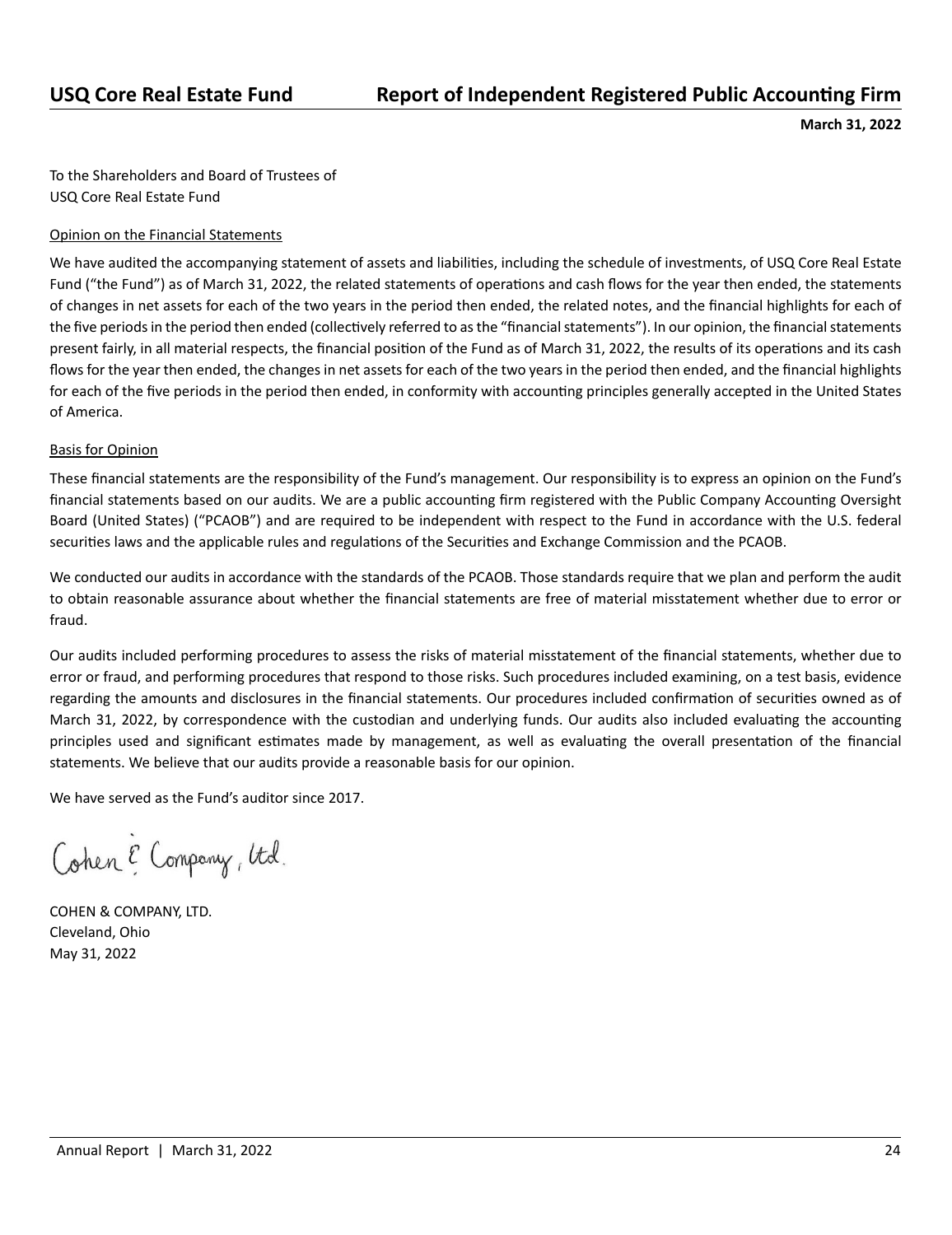# Report of Independent Registered Public Accounting Firm

**March 31, 2022**

To the Shareholders and Board of Trustees of
USQ Core Real Estate Fund

## Opinion on the Financial Statements

We have audited the accompanying statement of assets and liabilities, including the schedule of investments, of USQ Core Real Estate Fund ("the Fund") as of March 31, 2022, the related statements of operations and cash flows for the year then ended, the statements of changes in net assets for each of the two years in the period then ended, the related notes, and the financial highlights for each of the five periods in the period then ended (collectively referred to as the "financial statements"). In our opinion, the financial statements present fairly, in all material respects, the financial position of the Fund as of March 31, 2022, the results of its operations and its cash flows for the year then ended, the changes in net assets for each of the two years in the period then ended, and the financial highlights for each of the five periods in the period then ended, in conformity with accounting principles generally accepted in the United States of America.

## Basis for Opinion

These financial statements are the responsibility of the Fund's management. Our responsibility is to express an opinion on the Fund's financial statements based on our audits. We are a public accounting firm registered with the Public Company Accounting Oversight Board (United States) ("PCAOB") and are required to be independent with respect to the Fund in accordance with the U.S. federal securities laws and the applicable rules and regulations of the Securities and Exchange Commission and the PCAOB.

We conducted our audits in accordance with the standards of the PCAOB. Those standards require that we plan and perform the audit to obtain reasonable assurance about whether the financial statements are free of material misstatement whether due to error or fraud.

Our audits included performing procedures to assess the risks of material misstatement of the financial statements, whether due to error or fraud, and performing procedures that respond to those risks. Such procedures included examining, on a test basis, evidence regarding the amounts and disclosures in the financial statements. Our procedures included confirmation of securities owned as of March 31, 2022, by correspondence with the custodian and underlying funds. Our audits also included evaluating the accounting principles used and significant estimates made by management, as well as evaluating the overall presentation of the financial statements. We believe that our audits provide a reasonable basis for our opinion.

We have served as the Fund's auditor since 2017.

Cohen & Company, Ltd.

COHEN & COMPANY, LTD.
Cleveland, Ohio
May 31, 2022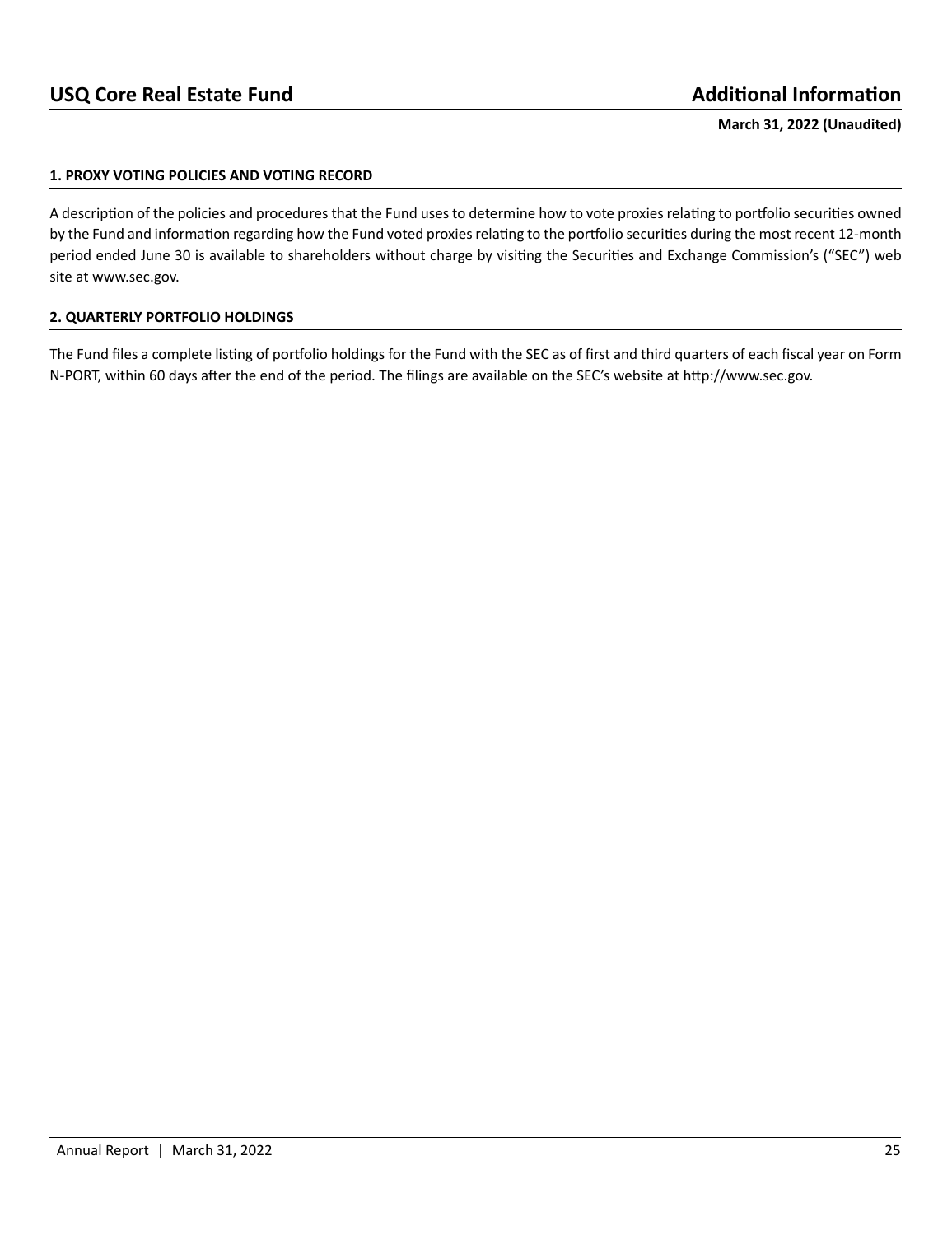# USQ Core Real Estate Fund

## Additional Information

**March 31, 2022 (Unaudited)**

### 1. PROXY VOTING POLICIES AND VOTING RECORD

A description of the policies and procedures that the Fund uses to determine how to vote proxies relating to portfolio securities owned by the Fund and information regarding how the Fund voted proxies relating to the portfolio securities during the most recent 12-month period ended June 30 is available to shareholders without charge by visiting the Securities and Exchange Commission's ("SEC") web site at www.sec.gov.

### 2. QUARTERLY PORTFOLIO HOLDINGS

The Fund files a complete listing of portfolio holdings for the Fund with the SEC as of first and third quarters of each fiscal year on Form N-PORT, within 60 days after the end of the period. The filings are available on the SEC's website at http://www.sec.gov.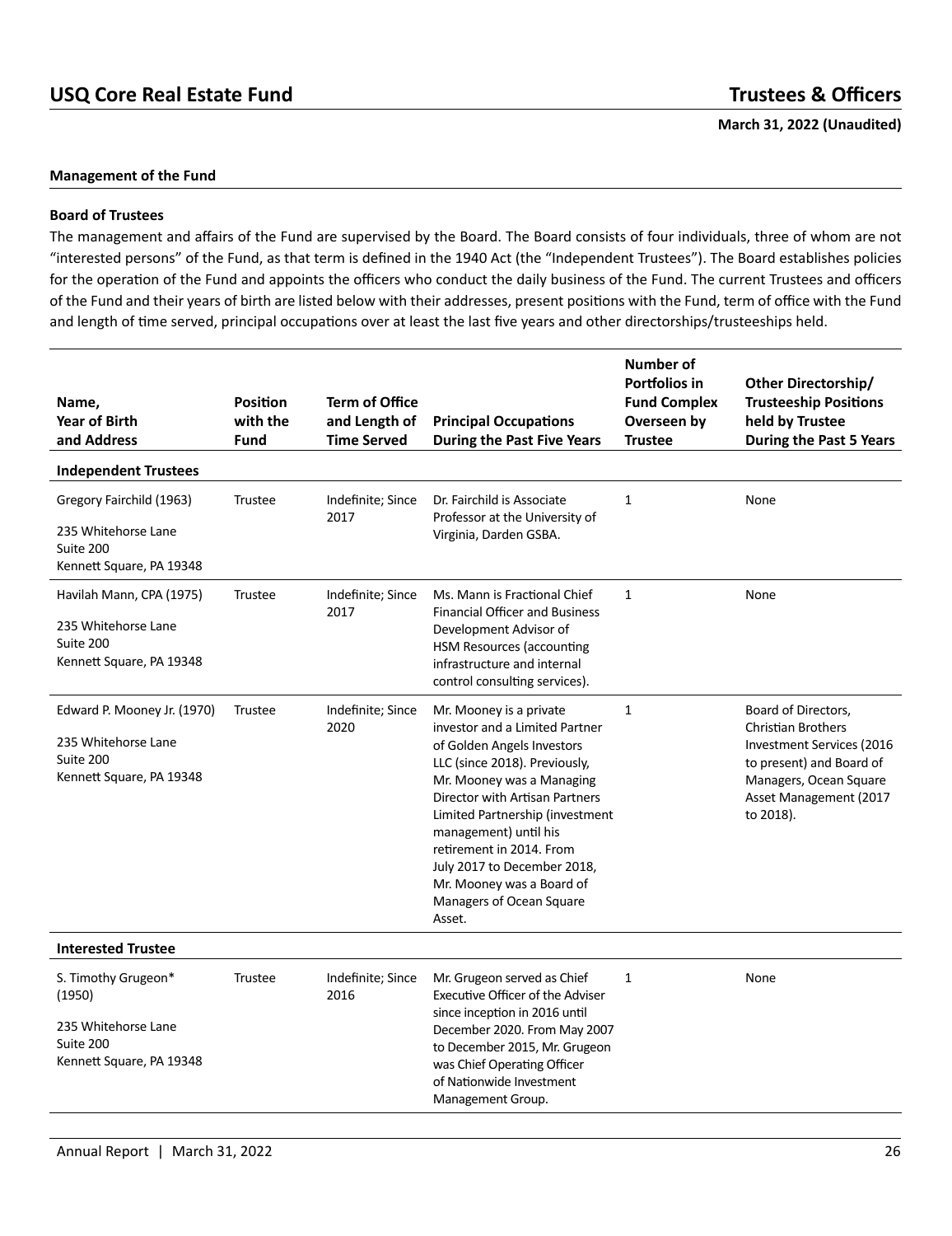## Management of the Fund

### Board of Trustees

The management and affairs of the Fund are supervised by the Board. The Board consists of four individuals, three of whom are not "interested persons" of the Fund, as that term is defined in the 1940 Act (the "Independent Trustees"). The Board establishes policies for the operation of the Fund and appoints the officers who conduct the daily business of the Fund. The current Trustees and officers of the Fund and their years of birth are listed below with their addresses, present positions with the Fund, term of office with the Fund and length of time served, principal occupations over at least the last five years and other directorships/trusteeships held.

| Name, Year of Birth and Address | Position with the Fund | Term of Office and Length of Time Served | Principal Occupations During the Past Five Years | Number of Portfolios in Fund Complex Overseen by Trustee | Other Directorship/ Trusteeship Positions held by Trustee During the Past 5 Years |
|---|---|---|---|---|---|
| **Independent Trustees** | | | | | |
| Gregory Fairchild (1963)<br>235 Whitehorse Lane<br>Suite 200<br>Kennett Square, PA 19348 | Trustee | Indefinite; Since 2017 | Dr. Fairchild is Associate Professor at the University of Virginia, Darden GSBA. | 1 | None |
| Havilah Mann, CPA (1975)<br>235 Whitehorse Lane<br>Suite 200<br>Kennett Square, PA 19348 | Trustee | Indefinite; Since 2017 | Ms. Mann is Fractional Chief Financial Officer and Business Development Advisor of HSM Resources (accounting infrastructure and internal control consulting services). | 1 | None |
| Edward P. Mooney Jr. (1970)<br>235 Whitehorse Lane<br>Suite 200<br>Kennett Square, PA 19348 | Trustee | Indefinite; Since 2020 | Mr. Mooney is a private investor and a Limited Partner of Golden Angels Investors LLC (since 2018). Previously, Mr. Mooney was a Managing Director with Artisan Partners Limited Partnership (investment management) until his retirement in 2014. From July 2017 to December 2018, Mr. Mooney was a Board of Managers of Ocean Square Asset. | 1 | Board of Directors, Christian Brothers Investment Services (2016 to present) and Board of Managers, Ocean Square Asset Management (2017 to 2018). |
| **Interested Trustee** | | | | | |
| S. Timothy Grugeon* (1950)<br>235 Whitehorse Lane<br>Suite 200<br>Kennett Square, PA 19348 | Trustee | Indefinite; Since 2016 | Mr. Grugeon served as Chief Executive Officer of the Adviser since inception in 2016 until December 2020. From May 2007 to December 2015, Mr. Grugeon was Chief Operating Officer of Nationwide Investment Management Group. | 1 | None |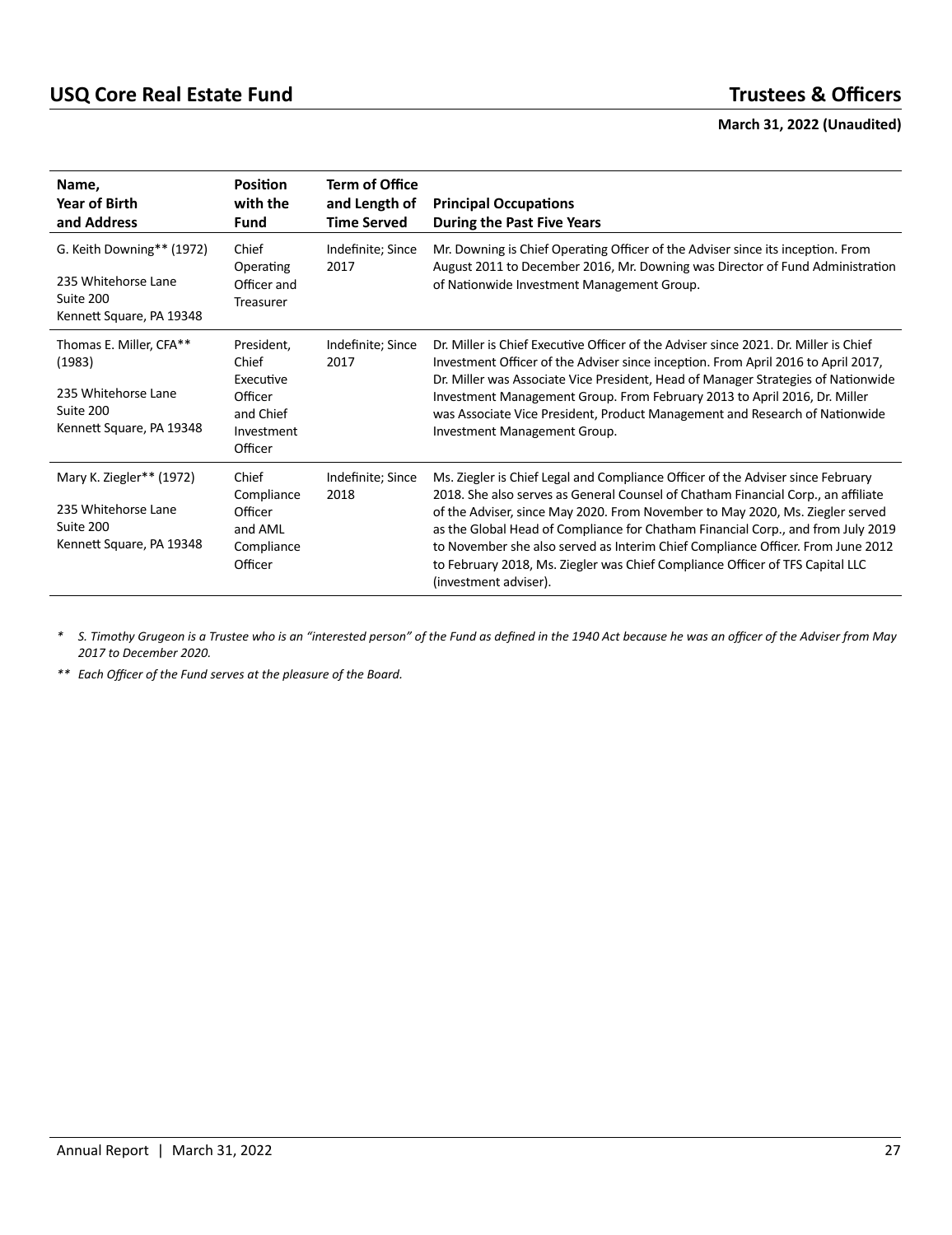# USQ Core Real Estate Fund

## Trustees & Officers

**March 31, 2022 (Unaudited)**

| Name, Year of Birth and Address | Position with the Fund | Term of Office and Length of Time Served | Principal Occupations During the Past Five Years |
|---|---|---|---|
| G. Keith Downing** (1972)<br><br>235 Whitehorse Lane<br>Suite 200<br>Kennett Square, PA 19348 | Chief Operating Officer and Treasurer | Indefinite; Since 2017 | Mr. Downing is Chief Operating Officer of the Adviser since its inception. From August 2011 to December 2016, Mr. Downing was Director of Fund Administration of Nationwide Investment Management Group. |
| Thomas E. Miller, CFA** (1983)<br><br>235 Whitehorse Lane<br>Suite 200<br>Kennett Square, PA 19348 | President, Chief Executive Officer and Chief Investment Officer | Indefinite; Since 2017 | Dr. Miller is Chief Executive Officer of the Adviser since 2021. Dr. Miller is Chief Investment Officer of the Adviser since inception. From April 2016 to April 2017, Dr. Miller was Associate Vice President, Head of Manager Strategies of Nationwide Investment Management Group. From February 2013 to April 2016, Dr. Miller was Associate Vice President, Product Management and Research of Nationwide Investment Management Group. |
| Mary K. Ziegler** (1972)<br><br>235 Whitehorse Lane<br>Suite 200<br>Kennett Square, PA 19348 | Chief Compliance Officer and AML Compliance Officer | Indefinite; Since 2018 | Ms. Ziegler is Chief Legal and Compliance Officer of the Adviser since February 2018. She also serves as General Counsel of Chatham Financial Corp., an affiliate of the Adviser, since May 2020. From November to May 2020, Ms. Ziegler served as the Global Head of Compliance for Chatham Financial Corp., and from July 2019 to November she also served as Interim Chief Compliance Officer. From June 2012 to February 2018, Ms. Ziegler was Chief Compliance Officer of TFS Capital LLC (investment adviser). |

* *S. Timothy Grugeon is a Trustee who is an "interested person" of the Fund as defined in the 1940 Act because he was an officer of the Adviser from May 2017 to December 2020.*

** *Each Officer of the Fund serves at the pleasure of the Board.*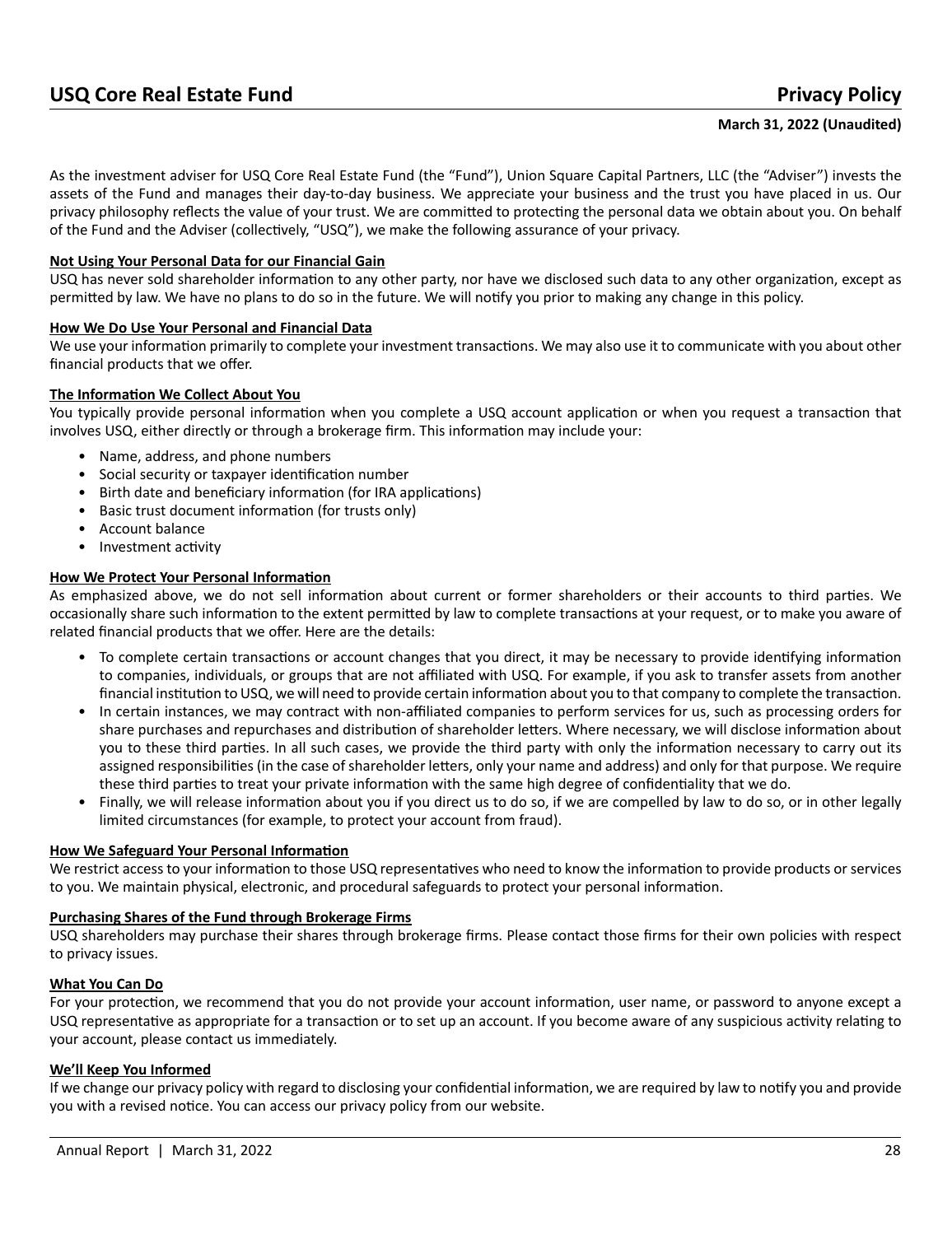# USQ Core Real Estate Fund — Privacy Policy

**March 31, 2022 (Unaudited)**

As the investment adviser for USQ Core Real Estate Fund (the "Fund"), Union Square Capital Partners, LLC (the "Adviser") invests the assets of the Fund and manages their day-to-day business. We appreciate your business and the trust you have placed in us. Our privacy philosophy reflects the value of your trust. We are committed to protecting the personal data we obtain about you. On behalf of the Fund and the Adviser (collectively, "USQ"), we make the following assurance of your privacy.

**Not Using Your Personal Data for our Financial Gain**

USQ has never sold shareholder information to any other party, nor have we disclosed such data to any other organization, except as permitted by law. We have no plans to do so in the future. We will notify you prior to making any change in this policy.

**How We Do Use Your Personal and Financial Data**

We use your information primarily to complete your investment transactions. We may also use it to communicate with you about other financial products that we offer.

**The Information We Collect About You**

You typically provide personal information when you complete a USQ account application or when you request a transaction that involves USQ, either directly or through a brokerage firm. This information may include your:

- Name, address, and phone numbers
- Social security or taxpayer identification number
- Birth date and beneficiary information (for IRA applications)
- Basic trust document information (for trusts only)
- Account balance
- Investment activity

**How We Protect Your Personal Information**

As emphasized above, we do not sell information about current or former shareholders or their accounts to third parties. We occasionally share such information to the extent permitted by law to complete transactions at your request, or to make you aware of related financial products that we offer. Here are the details:

- To complete certain transactions or account changes that you direct, it may be necessary to provide identifying information to companies, individuals, or groups that are not affiliated with USQ. For example, if you ask to transfer assets from another financial institution to USQ, we will need to provide certain information about you to that company to complete the transaction.
- In certain instances, we may contract with non-affiliated companies to perform services for us, such as processing orders for share purchases and repurchases and distribution of shareholder letters. Where necessary, we will disclose information about you to these third parties. In all such cases, we provide the third party with only the information necessary to carry out its assigned responsibilities (in the case of shareholder letters, only your name and address) and only for that purpose. We require these third parties to treat your private information with the same high degree of confidentiality that we do.
- Finally, we will release information about you if you direct us to do so, if we are compelled by law to do so, or in other legally limited circumstances (for example, to protect your account from fraud).

**How We Safeguard Your Personal Information**

We restrict access to your information to those USQ representatives who need to know the information to provide products or services to you. We maintain physical, electronic, and procedural safeguards to protect your personal information.

**Purchasing Shares of the Fund through Brokerage Firms**

USQ shareholders may purchase their shares through brokerage firms. Please contact those firms for their own policies with respect to privacy issues.

**What You Can Do**

For your protection, we recommend that you do not provide your account information, user name, or password to anyone except a USQ representative as appropriate for a transaction or to set up an account. If you become aware of any suspicious activity relating to your account, please contact us immediately.

**We'll Keep You Informed**

If we change our privacy policy with regard to disclosing your confidential information, we are required by law to notify you and provide you with a revised notice. You can access our privacy policy from our website.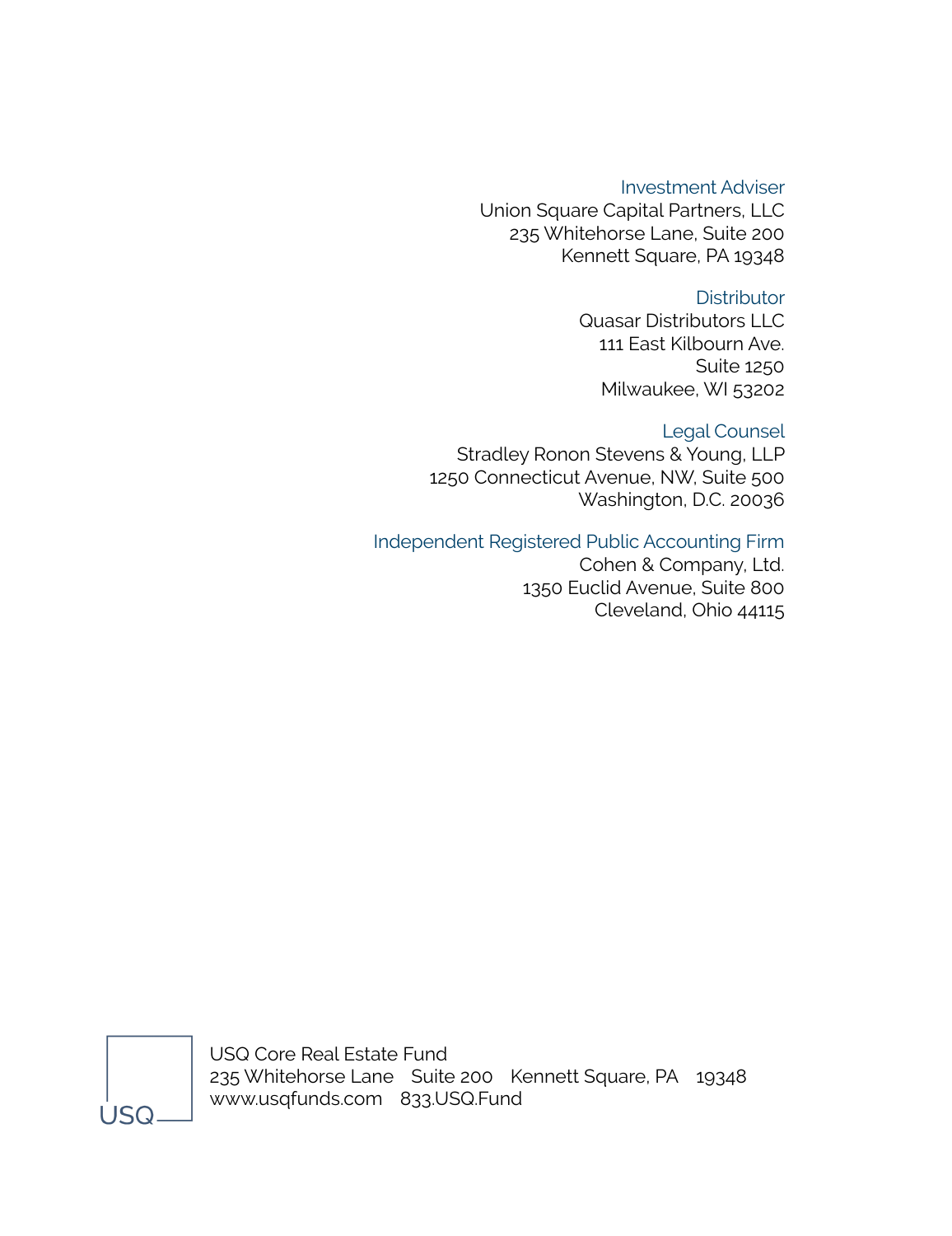**Investment Adviser**
Union Square Capital Partners, LLC
235 Whitehorse Lane, Suite 200
Kennett Square, PA 19348

**Distributor**
Quasar Distributors LLC
111 East Kilbourn Ave.
Suite 1250
Milwaukee, WI 53202

**Legal Counsel**
Stradley Ronon Stevens & Young, LLP
1250 Connecticut Avenue, NW, Suite 500
Washington, D.C. 20036

**Independent Registered Public Accounting Firm**
Cohen & Company, Ltd.
1350 Euclid Avenue, Suite 800
Cleveland, Ohio 44115

USQ

USQ Core Real Estate Fund
235 Whitehorse Lane Suite 200 Kennett Square, PA 19348
www.usqfunds.com 833.USQ.Fund